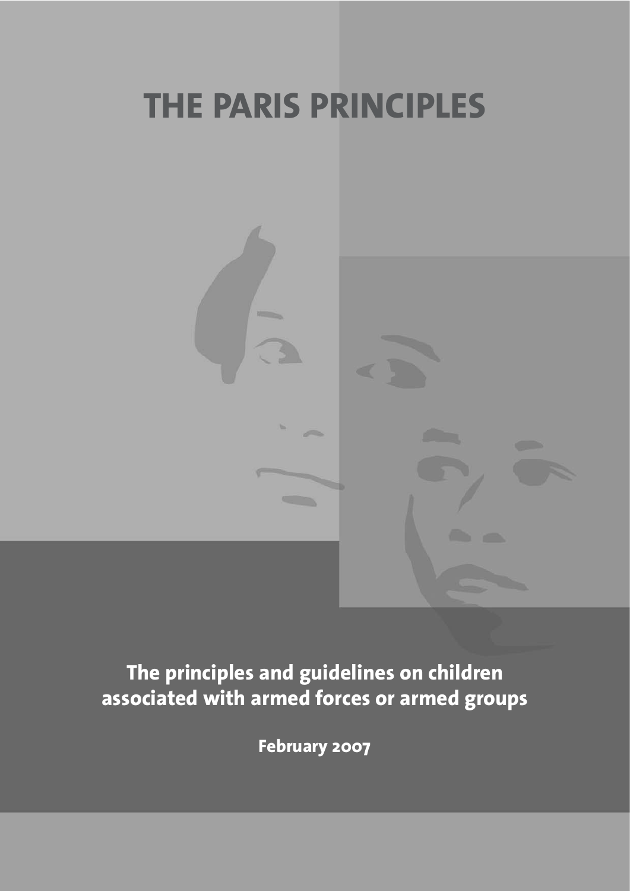# THE PARIS PRINCIPLES

**The principles and guidelines on children associated with armed forces or armed groups**

**February 2007**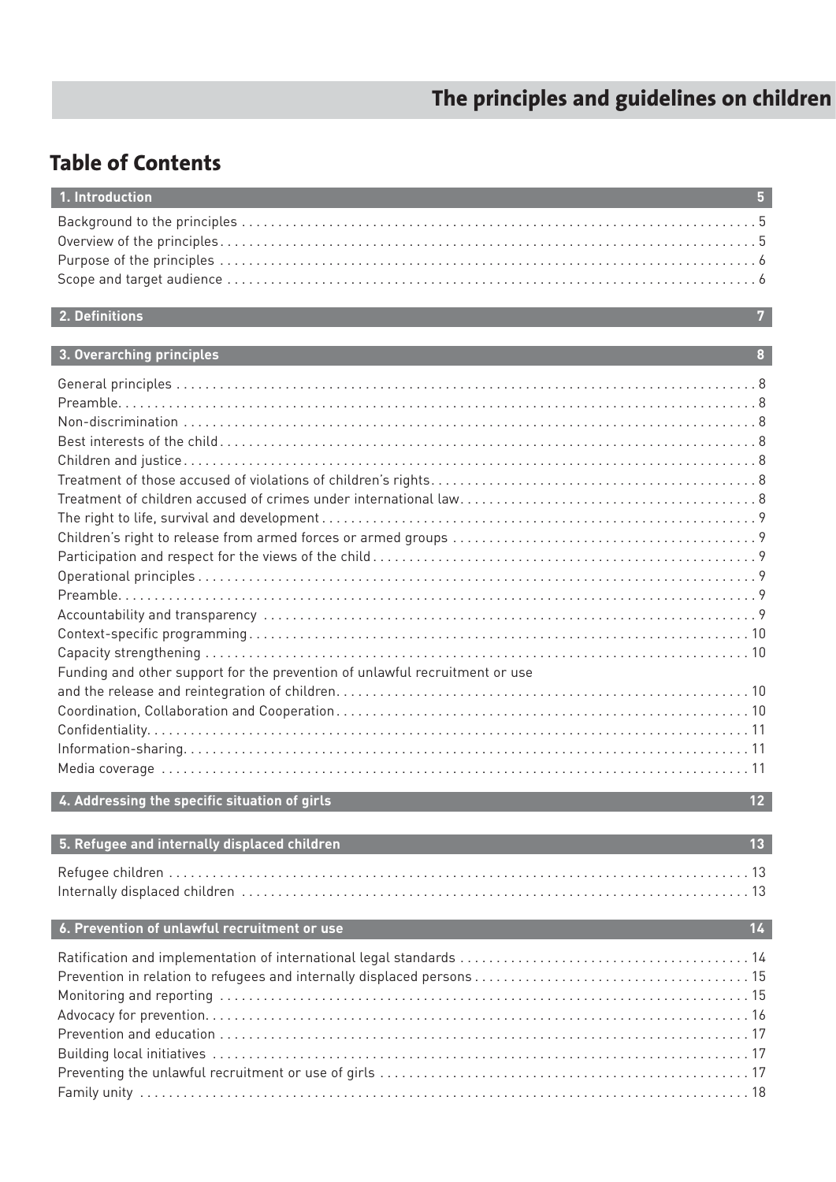## Table of Contents

**1. Introduction** 5

- Background to the principles . . . 5
- Overview of the principles . . . 5
- Purpose of the principles . . . 6
- Scope and target audience . . . 6

**2. Definitions** 7

**3. Overarching principles** 8

- General principles . . . 8
- Preamble . . . 8
- Non-discrimination . . . 8
- Best interests of the child . . . 8
- Children and justice . . . 8
- Treatment of those accused of violations of children's rights . . . 8
- Treatment of children accused of crimes under international law . . . 8
- The right to life, survival and development . . . 9
- Children's right to release from armed forces or armed groups . . . 9
- Participation and respect for the views of the child . . . 9
- Operational principles . . . 9
- Preamble . . . 9
- Accountability and transparency . . . 9
- Context-specific programming . . . 10
- Capacity strengthening . . . 10
- Funding and other support for the prevention of unlawful recruitment or use and the release and reintegration of children . . . 10
- Coordination, Collaboration and Cooperation . . . 10
- Confidentiality . . . 11
- Information-sharing . . . 11
- Media coverage . . . 11

**4. Addressing the specific situation of girls** 12

**5. Refugee and internally displaced children** 13

- Refugee children . . . 13
- Internally displaced children . . . 13

**6. Prevention of unlawful recruitment or use** 14

- Ratification and implementation of international legal standards . . . 14
- Prevention in relation to refugees and internally displaced persons . . . 15
- Monitoring and reporting . . . 15
- Advocacy for prevention . . . 16
- Prevention and education . . . 17
- Building local initiatives . . . 17
- Preventing the unlawful recruitment or use of girls . . . 17
- Family unity . . . 18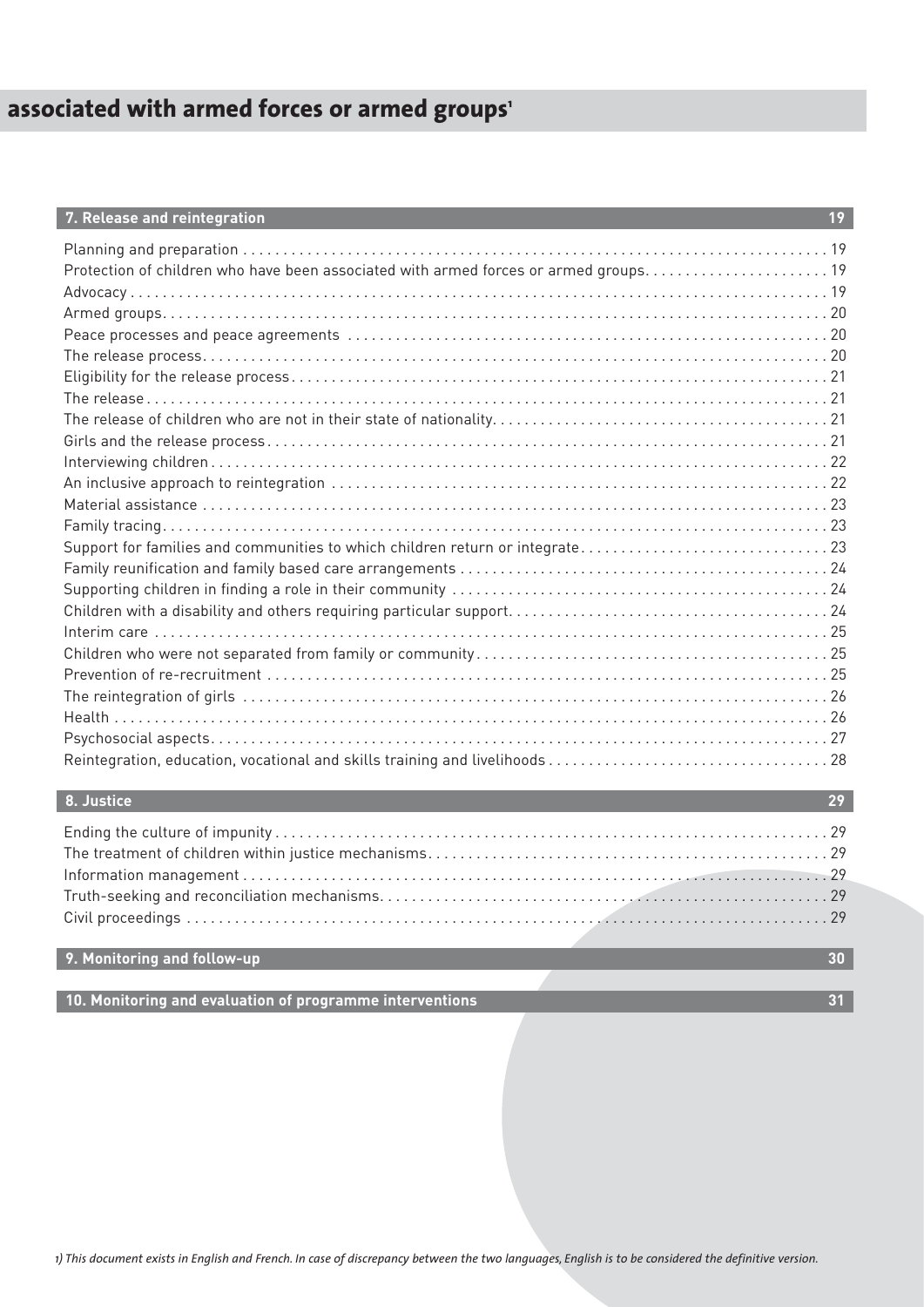# associated with armed forces or armed groups[1]

## 7. Release and reintegration — 19

- Planning and preparation . . . 19
- Protection of children who have been associated with armed forces or armed groups . . . 19
- Advocacy . . . 19
- Armed groups . . . 20
- Peace processes and peace agreements . . . 20
- The release process . . . 20
- Eligibility for the release process . . . 21
- The release . . . 21
- The release of children who are not in their state of nationality . . . 21
- Girls and the release process . . . 21
- Interviewing children . . . 22
- An inclusive approach to reintegration . . . 22
- Material assistance . . . 23
- Family tracing . . . 23
- Support for families and communities to which children return or integrate . . . 23
- Family reunification and family based care arrangements . . . 24
- Supporting children in finding a role in their community . . . 24
- Children with a disability and others requiring particular support . . . 24
- Interim care . . . 25
- Children who were not separated from family or community . . . 25
- Prevention of re-recruitment . . . 25
- The reintegration of girls . . . 26
- Health . . . 26
- Psychosocial aspects . . . 27
- Reintegration, education, vocational and skills training and livelihoods . . . 28

## 8. Justice — 29

- Ending the culture of impunity . . . 29
- The treatment of children within justice mechanisms . . . 29
- Information management . . . 29
- Truth-seeking and reconciliation mechanisms . . . 29
- Civil proceedings . . . 29

## 9. Monitoring and follow-up — 30

## 10. Monitoring and evaluation of programme interventions — 31

*1) This document exists in English and French. In case of discrepancy between the two languages, English is to be considered the definitive version.*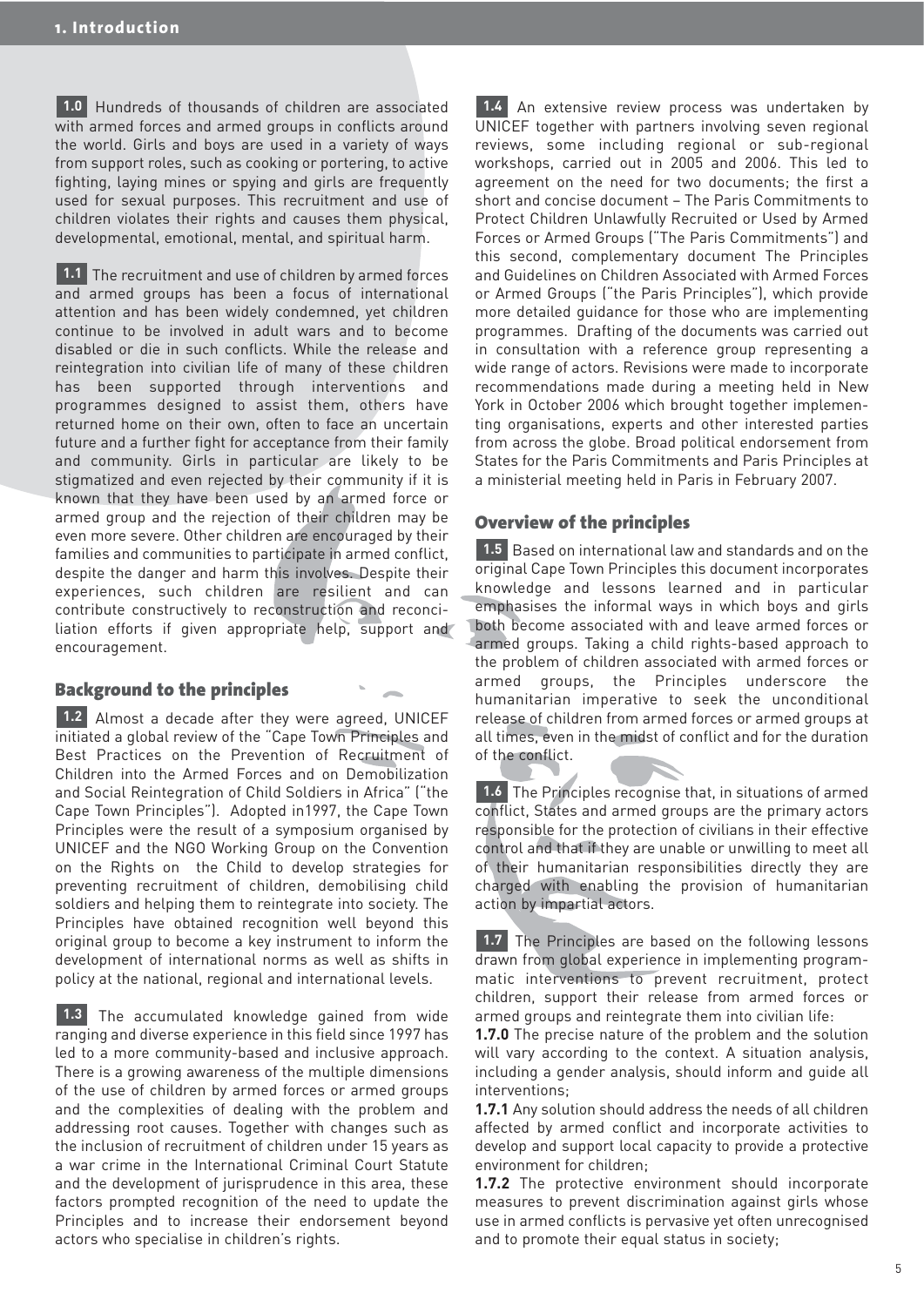**1.0** Hundreds of thousands of children are associated with armed forces and armed groups in conflicts around the world. Girls and boys are used in a variety of ways from support roles, such as cooking or portering, to active fighting, laying mines or spying and girls are frequently used for sexual purposes. This recruitment and use of children violates their rights and causes them physical, developmental, emotional, mental, and spiritual harm.

**1.1** The recruitment and use of children by armed forces and armed groups has been a focus of international attention and has been widely condemned, yet children continue to be involved in adult wars and to become disabled or die in such conflicts. While the release and reintegration into civilian life of many of these children has been supported through interventions and programmes designed to assist them, others have returned home on their own, often to face an uncertain future and a further fight for acceptance from their family and community. Girls in particular are likely to be stigmatized and even rejected by their community if it is known that they have been used by an armed force or armed group and the rejection of their children may be even more severe. Other children are encouraged by their families and communities to participate in armed conflict, despite the danger and harm this involves. Despite their experiences, such children are resilient and can contribute constructively to reconstruction and reconciliation efforts if given appropriate help, support and encouragement.

## Background to the principles

**1.2** Almost a decade after they were agreed, UNICEF initiated a global review of the "Cape Town Principles and Best Practices on the Prevention of Recruitment of Children into the Armed Forces and on Demobilization and Social Reintegration of Child Soldiers in Africa" ("the Cape Town Principles"). Adopted in1997, the Cape Town Principles were the result of a symposium organised by UNICEF and the NGO Working Group on the Convention on the Rights on the Child to develop strategies for preventing recruitment of children, demobilising child soldiers and helping them to reintegrate into society. The Principles have obtained recognition well beyond this original group to become a key instrument to inform the development of international norms as well as shifts in policy at the national, regional and international levels.

**1.3** The accumulated knowledge gained from wide ranging and diverse experience in this field since 1997 has led to a more community-based and inclusive approach. There is a growing awareness of the multiple dimensions of the use of children by armed forces or armed groups and the complexities of dealing with the problem and addressing root causes. Together with changes such as the inclusion of recruitment of children under 15 years as a war crime in the International Criminal Court Statute and the development of jurisprudence in this area, these factors prompted recognition of the need to update the Principles and to increase their endorsement beyond actors who specialise in children's rights.

**1.4** An extensive review process was undertaken by UNICEF together with partners involving seven regional reviews, some including regional or sub-regional workshops, carried out in 2005 and 2006. This led to agreement on the need for two documents; the first a short and concise document – The Paris Commitments to Protect Children Unlawfully Recruited or Used by Armed Forces or Armed Groups ("The Paris Commitments") and this second, complementary document The Principles and Guidelines on Children Associated with Armed Forces or Armed Groups ("the Paris Principles"), which provide more detailed guidance for those who are implementing programmes. Drafting of the documents was carried out in consultation with a reference group representing a wide range of actors. Revisions were made to incorporate recommendations made during a meeting held in New York in October 2006 which brought together implementing organisations, experts and other interested parties from across the globe. Broad political endorsement from States for the Paris Commitments and Paris Principles at a ministerial meeting held in Paris in February 2007.

## Overview of the principles

**1.5** Based on international law and standards and on the original Cape Town Principles this document incorporates knowledge and lessons learned and in particular emphasises the informal ways in which boys and girls both become associated with and leave armed forces or armed groups. Taking a child rights-based approach to the problem of children associated with armed forces or armed groups, the Principles underscore the humanitarian imperative to seek the unconditional release of children from armed forces or armed groups at all times, even in the midst of conflict and for the duration of the conflict.

**1.6** The Principles recognise that, in situations of armed conflict, States and armed groups are the primary actors responsible for the protection of civilians in their effective control and that if they are unable or unwilling to meet all of their humanitarian responsibilities directly they are charged with enabling the provision of humanitarian action by impartial actors.

**1.7** The Principles are based on the following lessons drawn from global experience in implementing programmatic interventions to prevent recruitment, protect children, support their release from armed forces or armed groups and reintegrate them into civilian life:

**1.7.0** The precise nature of the problem and the solution will vary according to the context. A situation analysis, including a gender analysis, should inform and guide all interventions;

**1.7.1** Any solution should address the needs of all children affected by armed conflict and incorporate activities to develop and support local capacity to provide a protective environment for children;

**1.7.2** The protective environment should incorporate measures to prevent discrimination against girls whose use in armed conflicts is pervasive yet often unrecognised and to promote their equal status in society;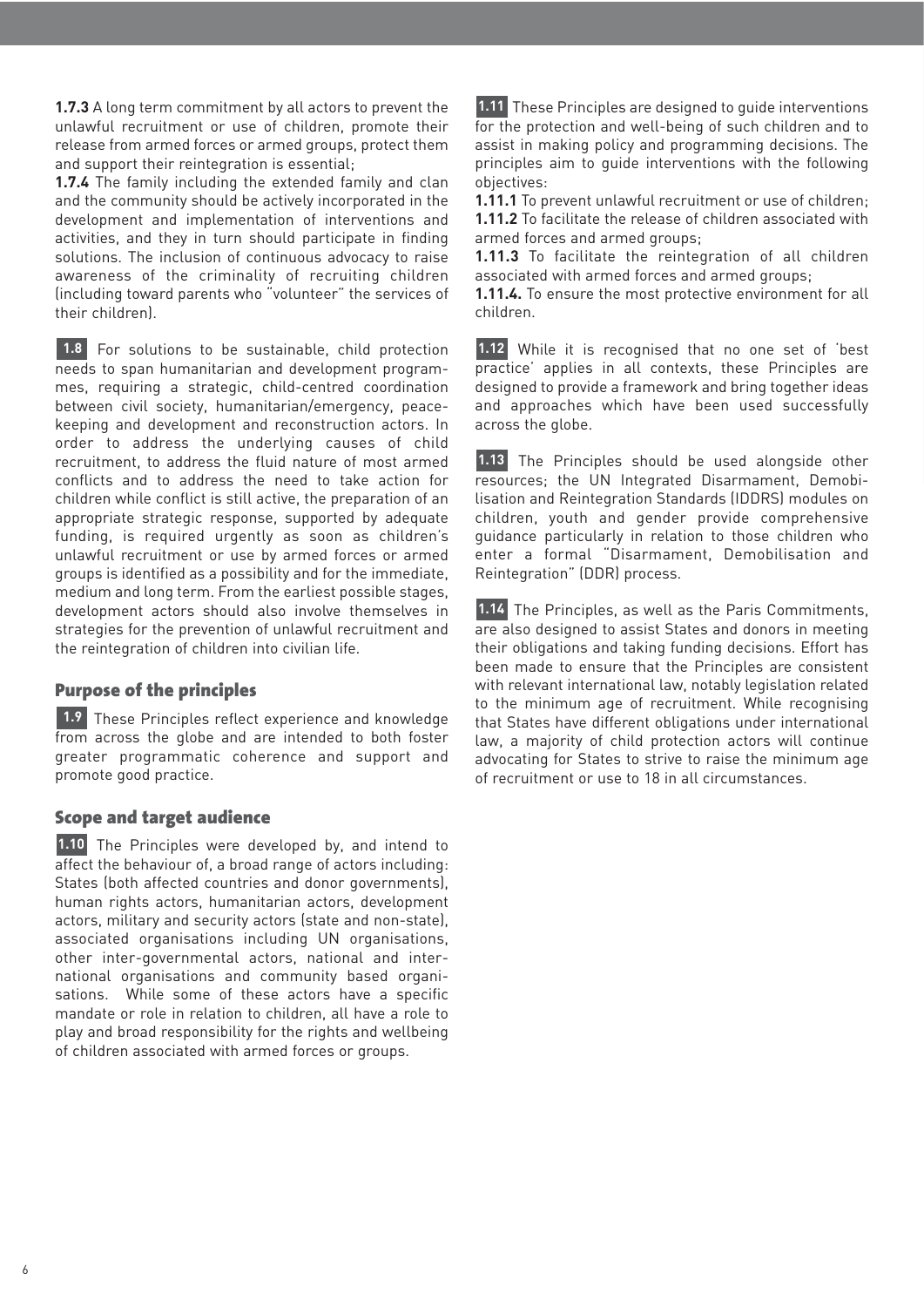**1.7.3** A long term commitment by all actors to prevent the unlawful recruitment or use of children, promote their release from armed forces or armed groups, protect them and support their reintegration is essential;

**1.7.4** The family including the extended family and clan and the community should be actively incorporated in the development and implementation of interventions and activities, and they in turn should participate in finding solutions. The inclusion of continuous advocacy to raise awareness of the criminality of recruiting children (including toward parents who "volunteer" the services of their children).

**1.8** For solutions to be sustainable, child protection needs to span humanitarian and development programmes, requiring a strategic, child-centred coordination between civil society, humanitarian/emergency, peacekeeping and development and reconstruction actors. In order to address the underlying causes of child recruitment, to address the fluid nature of most armed conflicts and to address the need to take action for children while conflict is still active, the preparation of an appropriate strategic response, supported by adequate funding, is required urgently as soon as children's unlawful recruitment or use by armed forces or armed groups is identified as a possibility and for the immediate, medium and long term. From the earliest possible stages, development actors should also involve themselves in strategies for the prevention of unlawful recruitment and the reintegration of children into civilian life.

## Purpose of the principles

**1.9** These Principles reflect experience and knowledge from across the globe and are intended to both foster greater programmatic coherence and support and promote good practice.

## Scope and target audience

**1.10** The Principles were developed by, and intend to affect the behaviour of, a broad range of actors including: States (both affected countries and donor governments), human rights actors, humanitarian actors, development actors, military and security actors (state and non-state), associated organisations including UN organisations, other inter-governmental actors, national and international organisations and community based organisations. While some of these actors have a specific mandate or role in relation to children, all have a role to play and broad responsibility for the rights and wellbeing of children associated with armed forces or groups.

**1.11** These Principles are designed to guide interventions for the protection and well-being of such children and to assist in making policy and programming decisions. The principles aim to guide interventions with the following objectives:

**1.11.1** To prevent unlawful recruitment or use of children;

**1.11.2** To facilitate the release of children associated with armed forces and armed groups;

**1.11.3** To facilitate the reintegration of all children associated with armed forces and armed groups;

**1.11.4.** To ensure the most protective environment for all children.

**1.12** While it is recognised that no one set of 'best practice' applies in all contexts, these Principles are designed to provide a framework and bring together ideas and approaches which have been used successfully across the globe.

**1.13** The Principles should be used alongside other resources; the UN Integrated Disarmament, Demobilisation and Reintegration Standards (IDDRS) modules on children, youth and gender provide comprehensive guidance particularly in relation to those children who enter a formal "Disarmament, Demobilisation and Reintegration" (DDR) process.

**1.14** The Principles, as well as the Paris Commitments, are also designed to assist States and donors in meeting their obligations and taking funding decisions. Effort has been made to ensure that the Principles are consistent with relevant international law, notably legislation related to the minimum age of recruitment. While recognising that States have different obligations under international law, a majority of child protection actors will continue advocating for States to strive to raise the minimum age of recruitment or use to 18 in all circumstances.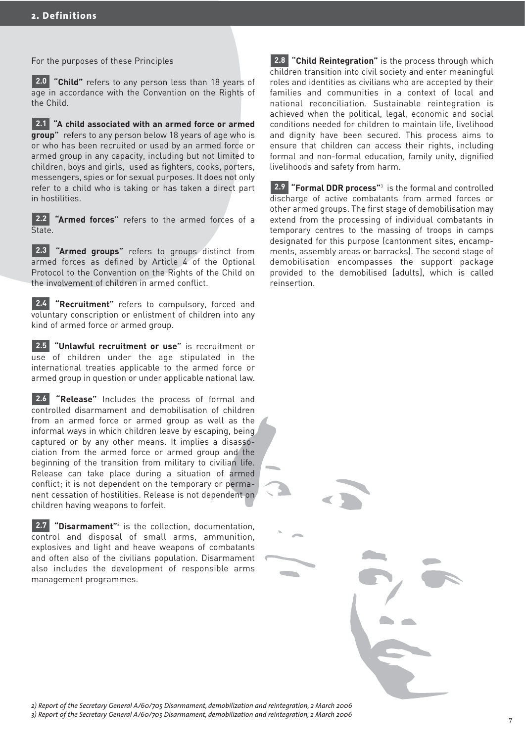## 2. Definitions

For the purposes of these Principles

**2.0** **"Child"** refers to any person less than 18 years of age in accordance with the Convention on the Rights of the Child.

**2.1** **"A child associated with an armed force or armed group"** refers to any person below 18 years of age who is or who has been recruited or used by an armed force or armed group in any capacity, including but not limited to children, boys and girls, used as fighters, cooks, porters, messengers, spies or for sexual purposes. It does not only refer to a child who is taking or has taken a direct part in hostilities.

**2.2** **"Armed forces"** refers to the armed forces of a State.

**2.3** **"Armed groups"** refers to groups distinct from armed forces as defined by Article 4 of the Optional Protocol to the Convention on the Rights of the Child on the involvement of children in armed conflict.

**2.4** **"Recruitment"** refers to compulsory, forced and voluntary conscription or enlistment of children into any kind of armed force or armed group.

**2.5** **"Unlawful recruitment or use"** is recruitment or use of children under the age stipulated in the international treaties applicable to the armed force or armed group in question or under applicable national law.

**2.6** **"Release"** Includes the process of formal and controlled disarmament and demobilisation of children from an armed force or armed group as well as the informal ways in which children leave by escaping, being captured or by any other means. It implies a disassociation from the armed force or armed group and the beginning of the transition from military to civilian life. Release can take place during a situation of armed conflict; it is not dependent on the temporary or permanent cessation of hostilities. Release is not dependent on children having weapons to forfeit.

**2.7** **"Disarmament"**[2] is the collection, documentation, control and disposal of small arms, ammunition, explosives and light and heave weapons of combatants and often also of the civilians population. Disarmament also includes the development of responsible arms management programmes.

**2.8** **"Child Reintegration"** is the process through which children transition into civil society and enter meaningful roles and identities as civilians who are accepted by their families and communities in a context of local and national reconciliation. Sustainable reintegration is achieved when the political, legal, economic and social conditions needed for children to maintain life, livelihood and dignity have been secured. This process aims to ensure that children can access their rights, including formal and non-formal education, family unity, dignified livelihoods and safety from harm.

**2.9** **"Formal DDR process"**[3] is the formal and controlled discharge of active combatants from armed forces or other armed groups. The first stage of demobilisation may extend from the processing of individual combatants in temporary centres to the massing of troops in camps designated for this purpose (cantonment sites, encampments, assembly areas or barracks). The second stage of demobilisation encompasses the support package provided to the demobilised [adults], which is called reinsertion.

*2) Report of the Secretary General A/60/705 Disarmament, demobilization and reintegration, 2 March 2006*
*3) Report of the Secretary General A/60/705 Disarmament, demobilization and reintegration, 2 March 2006*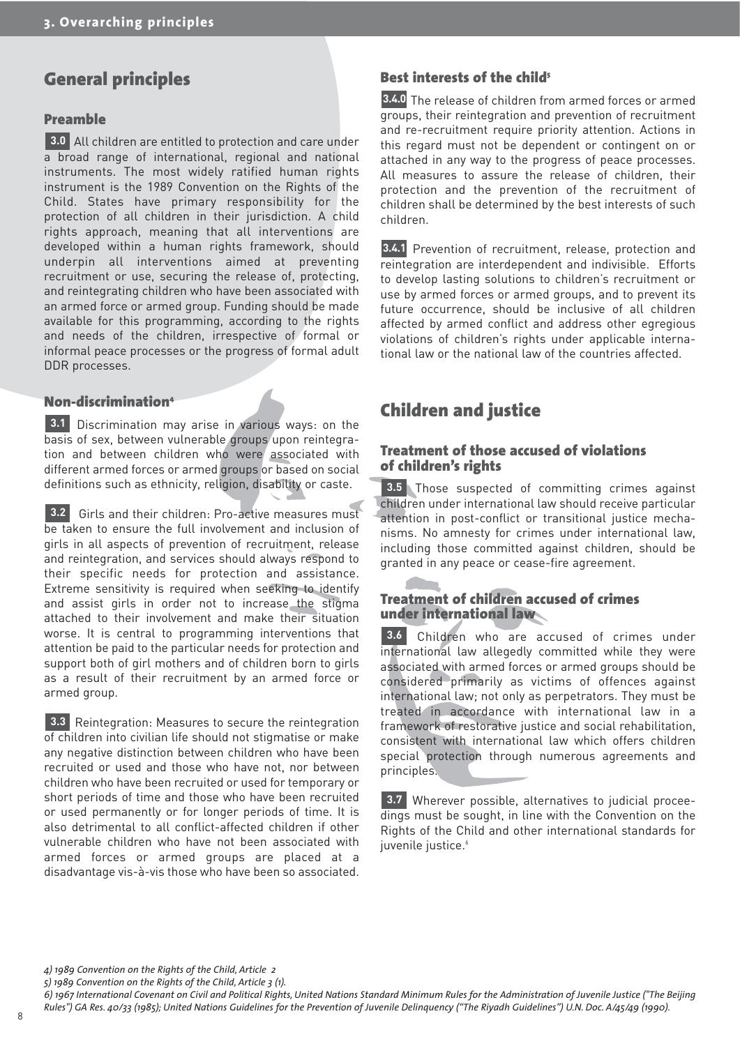## General principles

### Preamble

**3.0** All children are entitled to protection and care under a broad range of international, regional and national instruments. The most widely ratified human rights instrument is the 1989 Convention on the Rights of the Child. States have primary responsibility for the protection of all children in their jurisdiction. A child rights approach, meaning that all interventions are developed within a human rights framework, should underpin all interventions aimed at preventing recruitment or use, securing the release of, protecting, and reintegrating children who have been associated with an armed force or armed group. Funding should be made available for this programming, according to the rights and needs of the children, irrespective of formal or informal peace processes or the progress of formal adult DDR processes.

### Non-discrimination[4]

**3.1** Discrimination may arise in various ways: on the basis of sex, between vulnerable groups upon reintegration and between children who were associated with different armed forces or armed groups or based on social definitions such as ethnicity, religion, disability or caste.

**3.2** Girls and their children: Pro-active measures must be taken to ensure the full involvement and inclusion of girls in all aspects of prevention of recruitment, release and reintegration, and services should always respond to their specific needs for protection and assistance. Extreme sensitivity is required when seeking to identify and assist girls in order not to increase the stigma attached to their involvement and make their situation worse. It is central to programming interventions that attention be paid to the particular needs for protection and support both of girl mothers and of children born to girls as a result of their recruitment by an armed force or armed group.

**3.3** Reintegration: Measures to secure the reintegration of children into civilian life should not stigmatise or make any negative distinction between children who have been recruited or used and those who have not, nor between children who have been recruited or used for temporary or short periods of time and those who have been recruited or used permanently or for longer periods of time. It is also detrimental to all conflict-affected children if other vulnerable children who have not been associated with armed forces or armed groups are placed at a disadvantage vis-à-vis those who have been so associated.

### Best interests of the child[5]

**3.4.0** The release of children from armed forces or armed groups, their reintegration and prevention of recruitment and re-recruitment require priority attention. Actions in this regard must not be dependent or contingent on or attached in any way to the progress of peace processes. All measures to assure the release of children, their protection and the prevention of the recruitment of children shall be determined by the best interests of such children.

**3.4.1** Prevention of recruitment, release, protection and reintegration are interdependent and indivisible. Efforts to develop lasting solutions to children's recruitment or use by armed forces or armed groups, and to prevent its future occurrence, should be inclusive of all children affected by armed conflict and address other egregious violations of children's rights under applicable international law or the national law of the countries affected.

## Children and justice

### Treatment of those accused of violations of children's rights

**3.5** Those suspected of committing crimes against children under international law should receive particular attention in post-conflict or transitional justice mechanisms. No amnesty for crimes under international law, including those committed against children, should be granted in any peace or cease-fire agreement.

### Treatment of children accused of crimes under international law

**3.6** Children who are accused of crimes under international law allegedly committed while they were associated with armed forces or armed groups should be considered primarily as victims of offences against international law; not only as perpetrators. They must be treated in accordance with international law in a framework of restorative justice and social rehabilitation, consistent with international law which offers children special protection through numerous agreements and principles.

**3.7** Wherever possible, alternatives to judicial proceedings must be sought, in line with the Convention on the Rights of the Child and other international standards for juvenile justice.[6]

---

*4) 1989 Convention on the Rights of the Child, Article 2*

*5) 1989 Convention on the Rights of the Child, Article 3 (1).*

*6) 1967 International Covenant on Civil and Political Rights, United Nations Standard Minimum Rules for the Administration of Juvenile Justice ("The Beijing Rules") GA Res. 40/33 (1985); United Nations Guidelines for the Prevention of Juvenile Delinquency ("The Riyadh Guidelines") U.N. Doc. A/45/49 (1990).*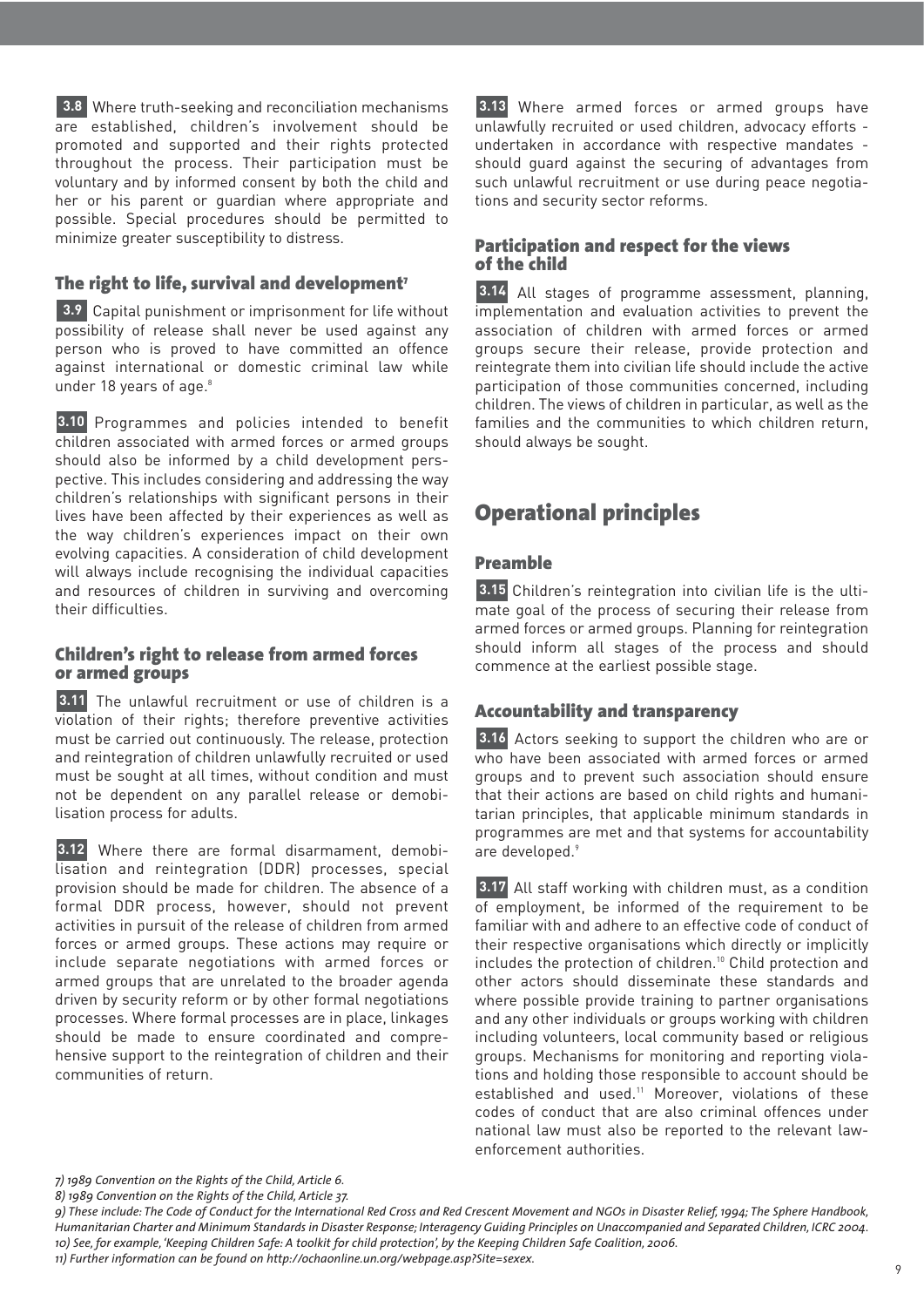**3.8** Where truth-seeking and reconciliation mechanisms are established, children's involvement should be promoted and supported and their rights protected throughout the process. Their participation must be voluntary and by informed consent by both the child and her or his parent or guardian where appropriate and possible. Special procedures should be permitted to minimize greater susceptibility to distress.

### The right to life, survival and development[7]

**3.9** Capital punishment or imprisonment for life without possibility of release shall never be used against any person who is proved to have committed an offence against international or domestic criminal law while under 18 years of age.[8]

**3.10** Programmes and policies intended to benefit children associated with armed forces or armed groups should also be informed by a child development perspective. This includes considering and addressing the way children's relationships with significant persons in their lives have been affected by their experiences as well as the way children's experiences impact on their own evolving capacities. A consideration of child development will always include recognising the individual capacities and resources of children in surviving and overcoming their difficulties.

### Children's right to release from armed forces or armed groups

**3.11** The unlawful recruitment or use of children is a violation of their rights; therefore preventive activities must be carried out continuously. The release, protection and reintegration of children unlawfully recruited or used must be sought at all times, without condition and must not be dependent on any parallel release or demobilisation process for adults.

**3.12** Where there are formal disarmament, demobilisation and reintegration (DDR) processes, special provision should be made for children. The absence of a formal DDR process, however, should not prevent activities in pursuit of the release of children from armed forces or armed groups. These actions may require or include separate negotiations with armed forces or armed groups that are unrelated to the broader agenda driven by security reform or by other formal negotiations processes. Where formal processes are in place, linkages should be made to ensure coordinated and comprehensive support to the reintegration of children and their communities of return.

**3.13** Where armed forces or armed groups have unlawfully recruited or used children, advocacy efforts - undertaken in accordance with respective mandates - should guard against the securing of advantages from such unlawful recruitment or use during peace negotiations and security sector reforms.

### Participation and respect for the views of the child

**3.14** All stages of programme assessment, planning, implementation and evaluation activities to prevent the association of children with armed forces or armed groups secure their release, provide protection and reintegrate them into civilian life should include the active participation of those communities concerned, including children. The views of children in particular, as well as the families and the communities to which children return, should always be sought.

## Operational principles

### Preamble

**3.15** Children's reintegration into civilian life is the ultimate goal of the process of securing their release from armed forces or armed groups. Planning for reintegration should inform all stages of the process and should commence at the earliest possible stage.

### Accountability and transparency

**3.16** Actors seeking to support the children who are or who have been associated with armed forces or armed groups and to prevent such association should ensure that their actions are based on child rights and humanitarian principles, that applicable minimum standards in programmes are met and that systems for accountability are developed.[9]

**3.17** All staff working with children must, as a condition of employment, be informed of the requirement to be familiar with and adhere to an effective code of conduct of their respective organisations which directly or implicitly includes the protection of children.[10] Child protection and other actors should disseminate these standards and where possible provide training to partner organisations and any other individuals or groups working with children including volunteers, local community based or religious groups. Mechanisms for monitoring and reporting violations and holding those responsible to account should be established and used.[11] Moreover, violations of these codes of conduct that are also criminal offences under national law must also be reported to the relevant law-enforcement authorities.

*7) 1989 Convention on the Rights of the Child, Article 6.*
*8) 1989 Convention on the Rights of the Child, Article 37.*
*9) These include: The Code of Conduct for the International Red Cross and Red Crescent Movement and NGOs in Disaster Relief, 1994; The Sphere Handbook, Humanitarian Charter and Minimum Standards in Disaster Response; Interagency Guiding Principles on Unaccompanied and Separated Children, ICRC 2004.*
*10) See, for example, 'Keeping Children Safe: A toolkit for child protection', by the Keeping Children Safe Coalition, 2006.*
*11) Further information can be found on http://ochaonline.un.org/webpage.asp?Site=sexex.*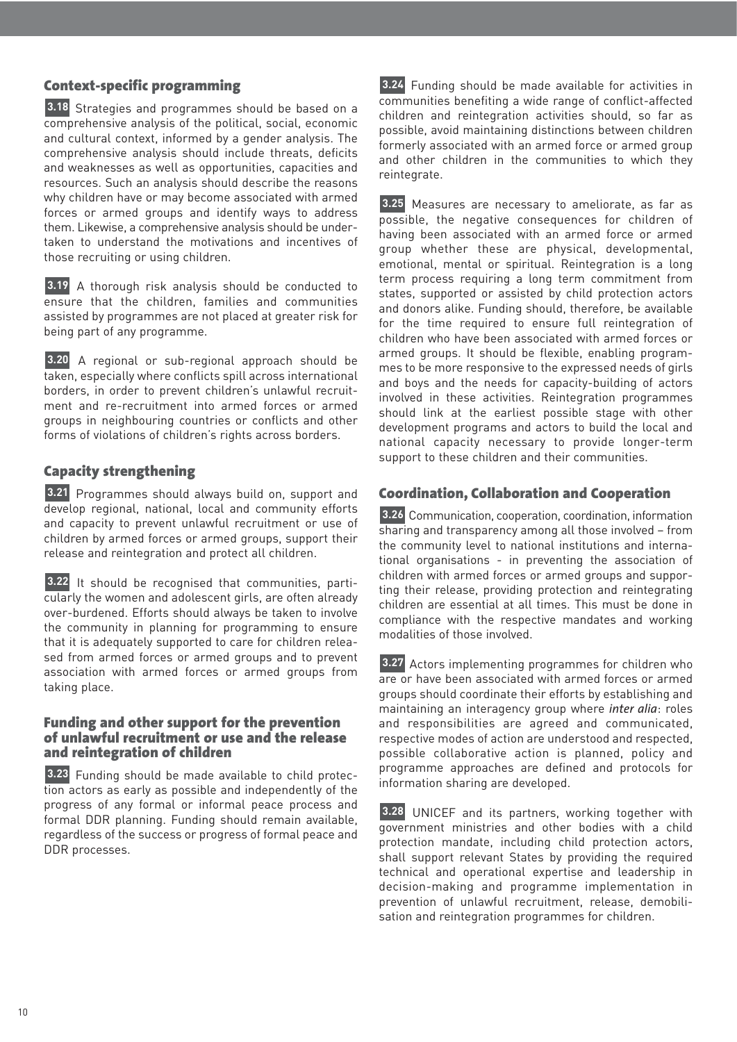## Context-specific programming

**3.18** Strategies and programmes should be based on a comprehensive analysis of the political, social, economic and cultural context, informed by a gender analysis. The comprehensive analysis should include threats, deficits and weaknesses as well as opportunities, capacities and resources. Such an analysis should describe the reasons why children have or may become associated with armed forces or armed groups and identify ways to address them. Likewise, a comprehensive analysis should be undertaken to understand the motivations and incentives of those recruiting or using children.

**3.19** A thorough risk analysis should be conducted to ensure that the children, families and communities assisted by programmes are not placed at greater risk for being part of any programme.

**3.20** A regional or sub-regional approach should be taken, especially where conflicts spill across international borders, in order to prevent children's unlawful recruitment and re-recruitment into armed forces or armed groups in neighbouring countries or conflicts and other forms of violations of children's rights across borders.

## Capacity strengthening

**3.21** Programmes should always build on, support and develop regional, national, local and community efforts and capacity to prevent unlawful recruitment or use of children by armed forces or armed groups, support their release and reintegration and protect all children.

**3.22** It should be recognised that communities, particularly the women and adolescent girls, are often already over-burdened. Efforts should always be taken to involve the community in planning for programming to ensure that it is adequately supported to care for children released from armed forces or armed groups and to prevent association with armed forces or armed groups from taking place.

## Funding and other support for the prevention of unlawful recruitment or use and the release and reintegration of children

**3.23** Funding should be made available to child protection actors as early as possible and independently of the progress of any formal or informal peace process and formal DDR planning. Funding should remain available, regardless of the success or progress of formal peace and DDR processes.

**3.24** Funding should be made available for activities in communities benefiting a wide range of conflict-affected children and reintegration activities should, so far as possible, avoid maintaining distinctions between children formerly associated with an armed force or armed group and other children in the communities to which they reintegrate.

**3.25** Measures are necessary to ameliorate, as far as possible, the negative consequences for children of having been associated with an armed force or armed group whether these are physical, developmental, emotional, mental or spiritual. Reintegration is a long term process requiring a long term commitment from states, supported or assisted by child protection actors and donors alike. Funding should, therefore, be available for the time required to ensure full reintegration of children who have been associated with armed forces or armed groups. It should be flexible, enabling programmes to be more responsive to the expressed needs of girls and boys and the needs for capacity-building of actors involved in these activities. Reintegration programmes should link at the earliest possible stage with other development programs and actors to build the local and national capacity necessary to provide longer-term support to these children and their communities.

## Coordination, Collaboration and Cooperation

**3.26** Communication, cooperation, coordination, information sharing and transparency among all those involved – from the community level to national institutions and international organisations - in preventing the association of children with armed forces or armed groups and supporting their release, providing protection and reintegrating children are essential at all times. This must be done in compliance with the respective mandates and working modalities of those involved.

**3.27** Actors implementing programmes for children who are or have been associated with armed forces or armed groups should coordinate their efforts by establishing and maintaining an interagency group where *inter alia*: roles and responsibilities are agreed and communicated, respective modes of action are understood and respected, possible collaborative action is planned, policy and programme approaches are defined and protocols for information sharing are developed.

**3.28** UNICEF and its partners, working together with government ministries and other bodies with a child protection mandate, including child protection actors, shall support relevant States by providing the required technical and operational expertise and leadership in decision-making and programme implementation in prevention of unlawful recruitment, release, demobilisation and reintegration programmes for children.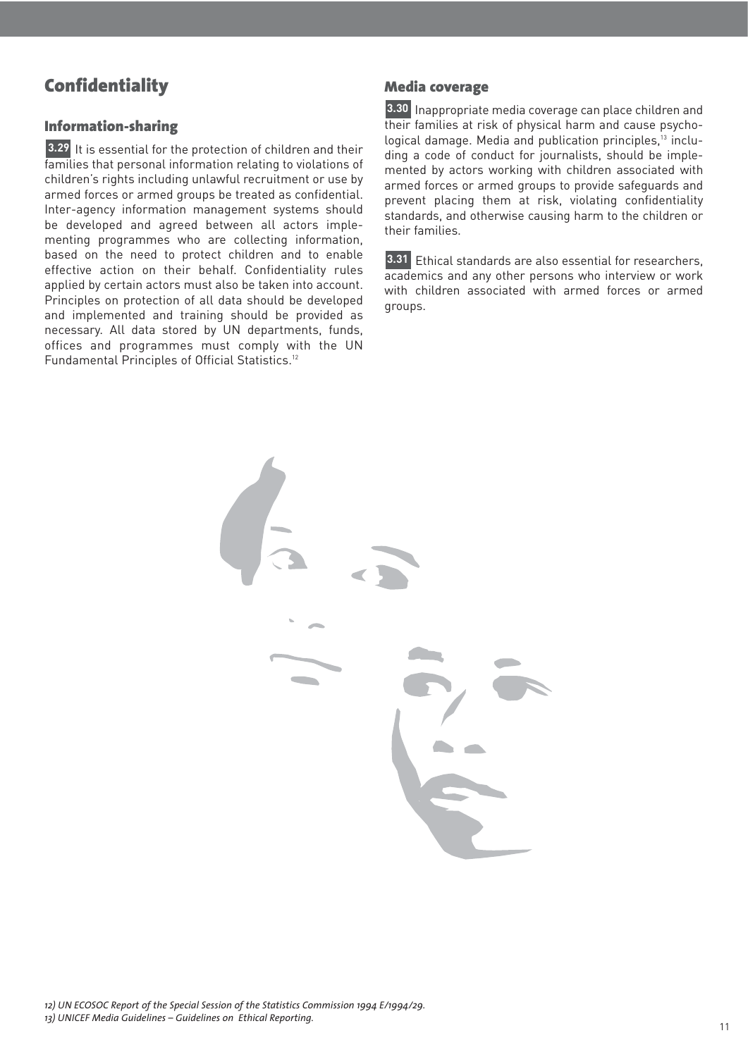# Confidentiality

## Information-sharing

**3.29** It is essential for the protection of children and their families that personal information relating to violations of children's rights including unlawful recruitment or use by armed forces or armed groups be treated as confidential. Inter-agency information management systems should be developed and agreed between all actors implementing programmes who are collecting information, based on the need to protect children and to enable effective action on their behalf. Confidentiality rules applied by certain actors must also be taken into account. Principles on protection of all data should be developed and implemented and training should be provided as necessary. All data stored by UN departments, funds, offices and programmes must comply with the UN Fundamental Principles of Official Statistics.[12]

## Media coverage

**3.30** Inappropriate media coverage can place children and their families at risk of physical harm and cause psychological damage. Media and publication principles,[13] including a code of conduct for journalists, should be implemented by actors working with children associated with armed forces or armed groups to provide safeguards and prevent placing them at risk, violating confidentiality standards, and otherwise causing harm to the children or their families.

**3.31** Ethical standards are also essential for researchers, academics and any other persons who interview or work with children associated with armed forces or armed groups.

*12) UN ECOSOC Report of the Special Session of the Statistics Commission 1994 E/1994/29.*
*13) UNICEF Media Guidelines – Guidelines on Ethical Reporting.*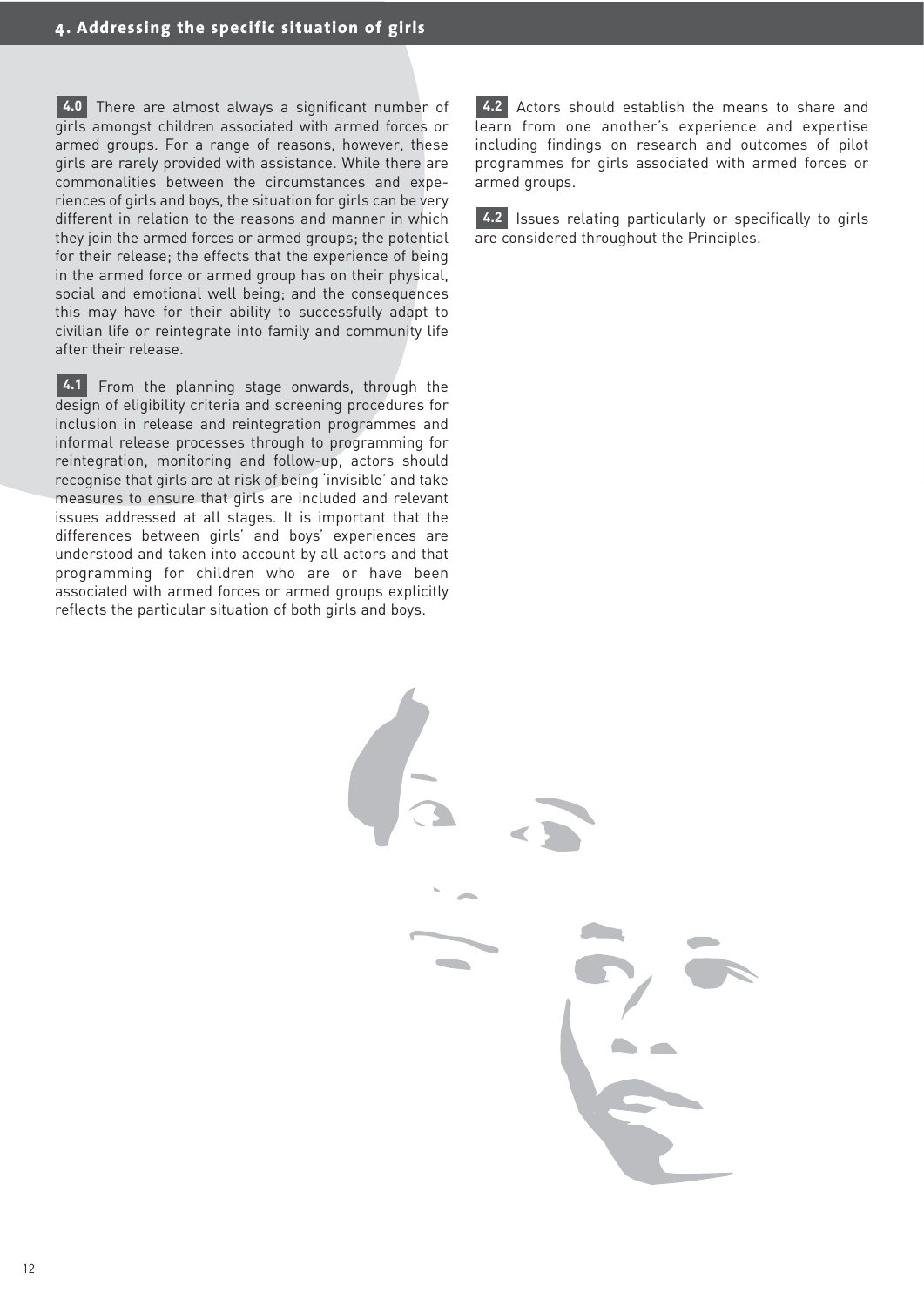# 4. Addressing the specific situation of girls

**4.0** There are almost always a significant number of girls amongst children associated with armed forces or armed groups. For a range of reasons, however, these girls are rarely provided with assistance. While there are commonalities between the circumstances and experiences of girls and boys, the situation for girls can be very different in relation to the reasons and manner in which they join the armed forces or armed groups; the potential for their release; the effects that the experience of being in the armed force or armed group has on their physical, social and emotional well being; and the consequences this may have for their ability to successfully adapt to civilian life or reintegrate into family and community life after their release.

**4.1** From the planning stage onwards, through the design of eligibility criteria and screening procedures for inclusion in release and reintegration programmes and informal release processes through to programming for reintegration, monitoring and follow-up, actors should recognise that girls are at risk of being 'invisible' and take measures to ensure that girls are included and relevant issues addressed at all stages. It is important that the differences between girls' and boys' experiences are understood and taken into account by all actors and that programming for children who are or have been associated with armed forces or armed groups explicitly reflects the particular situation of both girls and boys.

**4.2** Actors should establish the means to share and learn from one another's experience and expertise including findings on research and outcomes of pilot programmes for girls associated with armed forces or armed groups.

**4.2** Issues relating particularly or specifically to girls are considered throughout the Principles.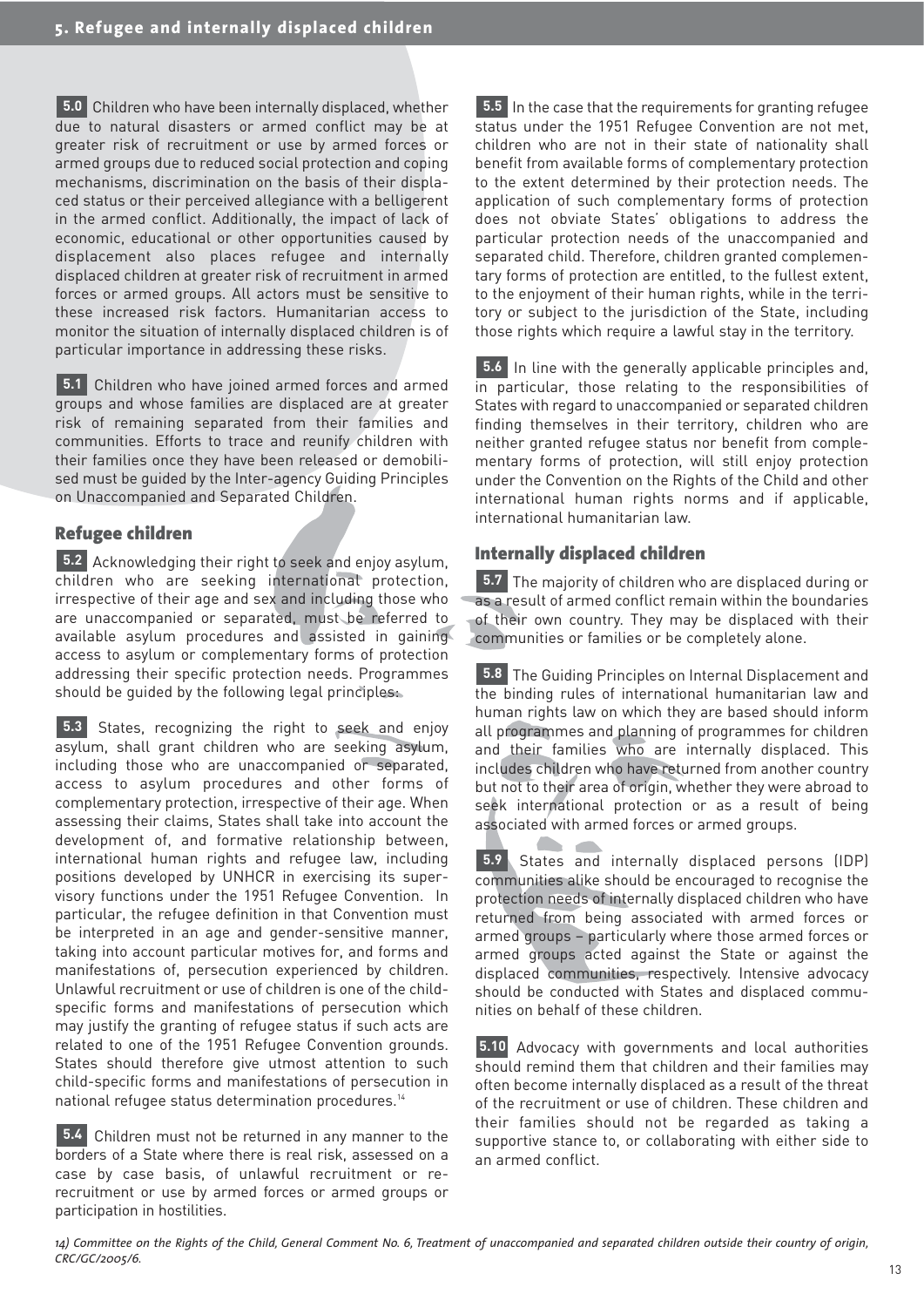**5.0** Children who have been internally displaced, whether due to natural disasters or armed conflict may be at greater risk of recruitment or use by armed forces or armed groups due to reduced social protection and coping mechanisms, discrimination on the basis of their displaced status or their perceived allegiance with a belligerent in the armed conflict. Additionally, the impact of lack of economic, educational or other opportunities caused by displacement also places refugee and internally displaced children at greater risk of recruitment in armed forces or armed groups. All actors must be sensitive to these increased risk factors. Humanitarian access to monitor the situation of internally displaced children is of particular importance in addressing these risks.

**5.1** Children who have joined armed forces and armed groups and whose families are displaced are at greater risk of remaining separated from their families and communities. Efforts to trace and reunify children with their families once they have been released or demobilised must be guided by the Inter-agency Guiding Principles on Unaccompanied and Separated Children.

## Refugee children

**5.2** Acknowledging their right to seek and enjoy asylum, children who are seeking international protection, irrespective of their age and sex and including those who are unaccompanied or separated, must be referred to available asylum procedures and assisted in gaining access to asylum or complementary forms of protection addressing their specific protection needs. Programmes should be guided by the following legal principles:

**5.3** States, recognizing the right to seek and enjoy asylum, shall grant children who are seeking asylum, including those who are unaccompanied or separated, access to asylum procedures and other forms of complementary protection, irrespective of their age. When assessing their claims, States shall take into account the development of, and formative relationship between, international human rights and refugee law, including positions developed by UNHCR in exercising its supervisory functions under the 1951 Refugee Convention. In particular, the refugee definition in that Convention must be interpreted in an age and gender-sensitive manner, taking into account particular motives for, and forms and manifestations of, persecution experienced by children. Unlawful recruitment or use of children is one of the child-specific forms and manifestations of persecution which may justify the granting of refugee status if such acts are related to one of the 1951 Refugee Convention grounds. States should therefore give utmost attention to such child-specific forms and manifestations of persecution in national refugee status determination procedures.[14]

**5.4** Children must not be returned in any manner to the borders of a State where there is real risk, assessed on a case by case basis, of unlawful recruitment or re-recruitment or use by armed forces or armed groups or participation in hostilities.

**5.5** In the case that the requirements for granting refugee status under the 1951 Refugee Convention are not met, children who are not in their state of nationality shall benefit from available forms of complementary protection to the extent determined by their protection needs. The application of such complementary forms of protection does not obviate States' obligations to address the particular protection needs of the unaccompanied and separated child. Therefore, children granted complementary forms of protection are entitled, to the fullest extent, to the enjoyment of their human rights, while in the territory or subject to the jurisdiction of the State, including those rights which require a lawful stay in the territory.

**5.6** In line with the generally applicable principles and, in particular, those relating to the responsibilities of States with regard to unaccompanied or separated children finding themselves in their territory, children who are neither granted refugee status nor benefit from complementary forms of protection, will still enjoy protection under the Convention on the Rights of the Child and other international human rights norms and if applicable, international humanitarian law.

## Internally displaced children

**5.7** The majority of children who are displaced during or as a result of armed conflict remain within the boundaries of their own country. They may be displaced with their communities or families or be completely alone.

**5.8** The Guiding Principles on Internal Displacement and the binding rules of international humanitarian law and human rights law on which they are based should inform all programmes and planning of programmes for children and their families who are internally displaced. This includes children who have returned from another country but not to their area of origin, whether they were abroad to seek international protection or as a result of being associated with armed forces or armed groups.

**5.9** States and internally displaced persons (IDP) communities alike should be encouraged to recognise the protection needs of internally displaced children who have returned from being associated with armed forces or armed groups – particularly where those armed forces or armed groups acted against the State or against the displaced communities, respectively. Intensive advocacy should be conducted with States and displaced communities on behalf of these children.

**5.10** Advocacy with governments and local authorities should remind them that children and their families may often become internally displaced as a result of the threat of the recruitment or use of children. These children and their families should not be regarded as taking a supportive stance to, or collaborating with either side to an armed conflict.

*14) Committee on the Rights of the Child, General Comment No. 6, Treatment of unaccompanied and separated children outside their country of origin, CRC/GC/2005/6.*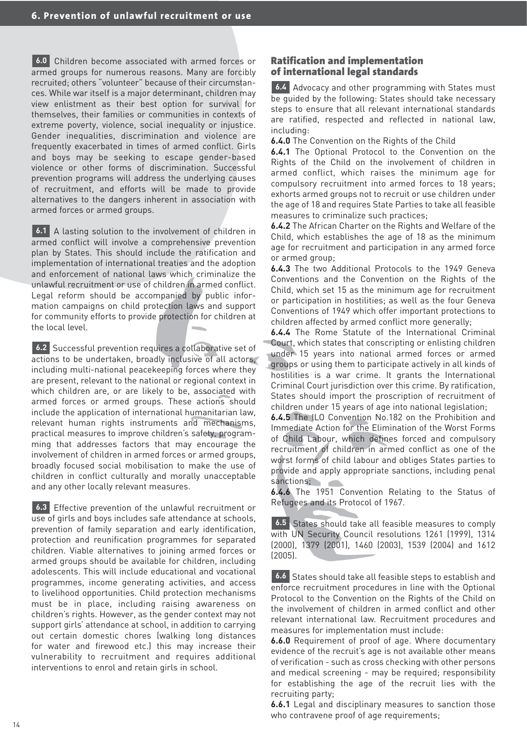## 6. Prevention of unlawful recruitment or use

**6.0** Children become associated with armed forces or armed groups for numerous reasons. Many are forcibly recruited; others "volunteer" because of their circumstances. While war itself is a major determinant, children may view enlistment as their best option for survival for themselves, their families or communities in contexts of extreme poverty, violence, social inequality or injustice. Gender inequalities, discrimination and violence are frequently exacerbated in times of armed conflict. Girls and boys may be seeking to escape gender-based violence or other forms of discrimination. Successful prevention programs will address the underlying causes of recruitment, and efforts will be made to provide alternatives to the dangers inherent in association with armed forces or armed groups.

**6.1** A lasting solution to the involvement of children in armed conflict will involve a comprehensive prevention plan by States. This should include the ratification and implementation of international treaties and the adoption and enforcement of national laws which criminalize the unlawful recruitment or use of children in armed conflict. Legal reform should be accompanied by public information campaigns on child protection laws and support for community efforts to provide protection for children at the local level.

**6.2** Successful prevention requires a collaborative set of actions to be undertaken, broadly inclusive of all actors, including multi-national peacekeeping forces where they are present, relevant to the national or regional context in which children are, or are likely to be, associated with armed forces or armed groups. These actions should include the application of international humanitarian law, relevant human rights instruments and mechanisms, practical measures to improve children's safety, programming that addresses factors that may encourage the involvement of children in armed forces or armed groups, broadly focused social mobilisation to make the use of children in conflict culturally and morally unacceptable and any other locally relevant measures.

**6.3** Effective prevention of the unlawful recruitment or use of girls and boys includes safe attendance at schools, prevention of family separation and early identification, protection and reunification programmes for separated children. Viable alternatives to joining armed forces or armed groups should be available for children, including adolescents. This will include educational and vocational programmes, income generating activities, and access to livelihood opportunities. Child protection mechanisms must be in place, including raising awareness on children's rights. However, as the gender context may not support girls' attendance at school, in addition to carrying out certain domestic chores (walking long distances for water and firewood etc.) this may increase their vulnerability to recruitment and requires additional interventions to enrol and retain girls in school.

### Ratification and implementation of international legal standards

**6.4** Advocacy and other programming with States must be guided by the following: States should take necessary steps to ensure that all relevant international standards are ratified, respected and reflected in national law, including:

**6.4.0** The Convention on the Rights of the Child

**6.4.1** The Optional Protocol to the Convention on the Rights of the Child on the involvement of children in armed conflict, which raises the minimum age for compulsory recruitment into armed forces to 18 years; exhorts armed groups not to recruit or use children under the age of 18 and requires State Parties to take all feasible measures to criminalize such practices;

**6.4.2** The African Charter on the Rights and Welfare of the Child, which establishes the age of 18 as the minimum age for recruitment and participation in any armed force or armed group;

**6.4.3** The two Additional Protocols to the 1949 Geneva Conventions and the Convention on the Rights of the Child, which set 15 as the minimum age for recruitment or participation in hostilities; as well as the four Geneva Conventions of 1949 which offer important protections to children affected by armed conflict more generally;

**6.4.4** The Rome Statute of the International Criminal Court, which states that conscripting or enlisting children under 15 years into national armed forces or armed groups or using them to participate actively in all kinds of hostilities is a war crime. It grants the International Criminal Court jurisdiction over this crime. By ratification, States should import the proscription of recruitment of children under 15 years of age into national legislation;

**6.4.5** The ILO Convention No.182 on the Prohibition and Immediate Action for the Elimination of the Worst Forms of Child Labour, which defines forced and compulsory recruitment of children in armed conflict as one of the worst forms of child labour and obliges States parties to provide and apply appropriate sanctions, including penal sanctions;

**6.4.6** The 1951 Convention Relating to the Status of Refugees and its Protocol of 1967.

**6.5** States should take all feasible measures to comply with UN Security Council resolutions 1261 (1999), 1314 (2000), 1379 (2001), 1460 (2003), 1539 (2004) and 1612 (2005).

**6.6** States should take all feasible steps to establish and enforce recruitment procedures in line with the Optional Protocol to the Convention on the Rights of the Child on the involvement of children in armed conflict and other relevant international law. Recruitment procedures and measures for implementation must include:

**6.6.0** Requirement of proof of age. Where documentary evidence of the recruit's age is not available other means of verification - such as cross checking with other persons and medical screening - may be required; responsibility for establishing the age of the recruit lies with the recruiting party;

**6.6.1** Legal and disciplinary measures to sanction those who contravene proof of age requirements;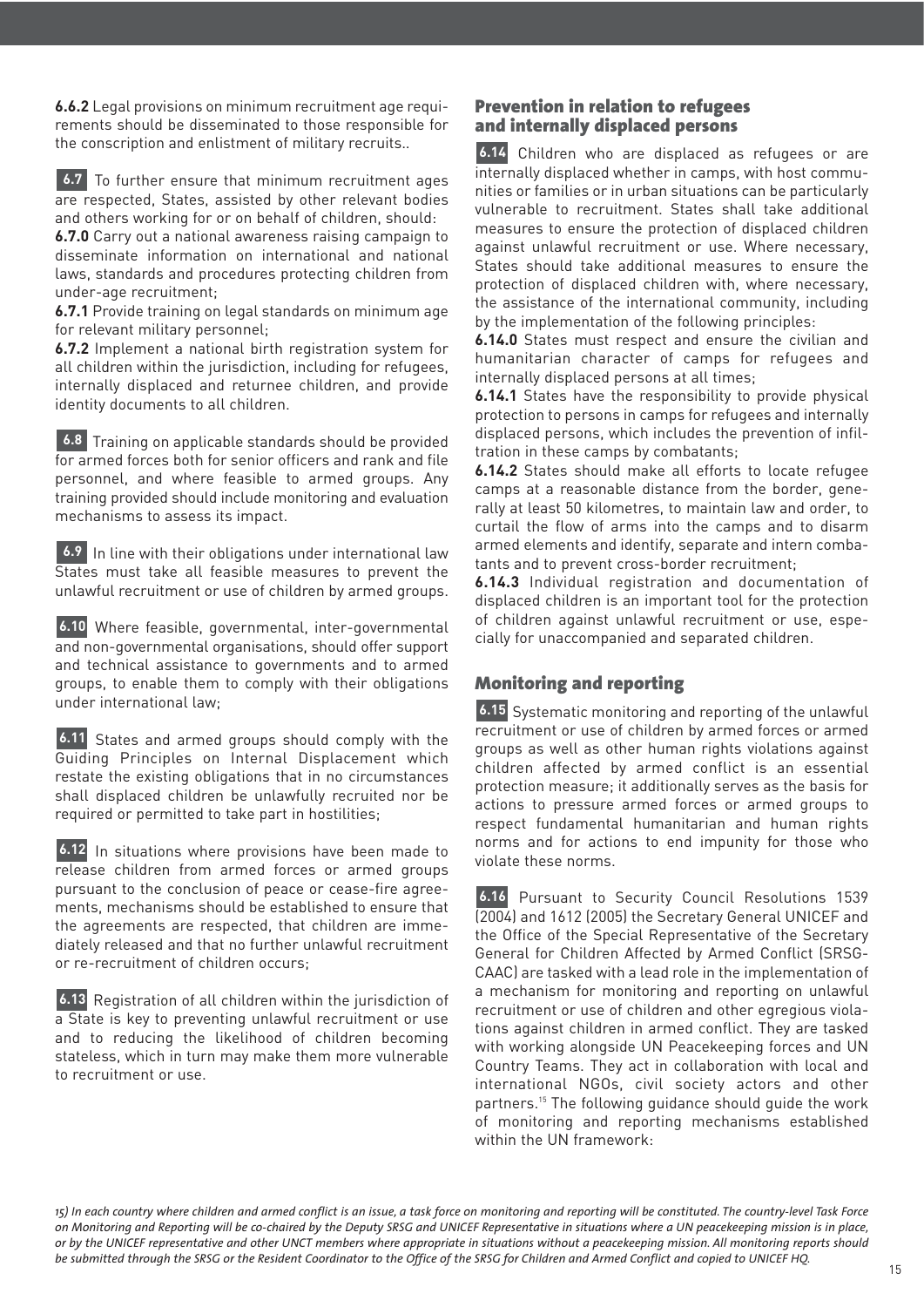**6.6.2** Legal provisions on minimum recruitment age requirements should be disseminated to those responsible for the conscription and enlistment of military recruits..

**6.7** To further ensure that minimum recruitment ages are respected, States, assisted by other relevant bodies and others working for or on behalf of children, should:

**6.7.0** Carry out a national awareness raising campaign to disseminate information on international and national laws, standards and procedures protecting children from under-age recruitment;

**6.7.1** Provide training on legal standards on minimum age for relevant military personnel;

**6.7.2** Implement a national birth registration system for all children within the jurisdiction, including for refugees, internally displaced and returnee children, and provide identity documents to all children.

**6.8** Training on applicable standards should be provided for armed forces both for senior officers and rank and file personnel, and where feasible to armed groups. Any training provided should include monitoring and evaluation mechanisms to assess its impact.

**6.9** In line with their obligations under international law States must take all feasible measures to prevent the unlawful recruitment or use of children by armed groups.

**6.10** Where feasible, governmental, inter-governmental and non-governmental organisations, should offer support and technical assistance to governments and to armed groups, to enable them to comply with their obligations under international law;

**6.11** States and armed groups should comply with the Guiding Principles on Internal Displacement which restate the existing obligations that in no circumstances shall displaced children be unlawfully recruited nor be required or permitted to take part in hostilities;

**6.12** In situations where provisions have been made to release children from armed forces or armed groups pursuant to the conclusion of peace or cease-fire agreements, mechanisms should be established to ensure that the agreements are respected, that children are immediately released and that no further unlawful recruitment or re-recruitment of children occurs;

**6.13** Registration of all children within the jurisdiction of a State is key to preventing unlawful recruitment or use and to reducing the likelihood of children becoming stateless, which in turn may make them more vulnerable to recruitment or use.

## Prevention in relation to refugees and internally displaced persons

**6.14** Children who are displaced as refugees or are internally displaced whether in camps, with host communities or families or in urban situations can be particularly vulnerable to recruitment. States shall take additional measures to ensure the protection of displaced children against unlawful recruitment or use. Where necessary, States should take additional measures to ensure the protection of displaced children with, where necessary, the assistance of the international community, including by the implementation of the following principles:

**6.14.0** States must respect and ensure the civilian and humanitarian character of camps for refugees and internally displaced persons at all times;

**6.14.1** States have the responsibility to provide physical protection to persons in camps for refugees and internally displaced persons, which includes the prevention of infiltration in these camps by combatants;

**6.14.2** States should make all efforts to locate refugee camps at a reasonable distance from the border, generally at least 50 kilometres, to maintain law and order, to curtail the flow of arms into the camps and to disarm armed elements and identify, separate and intern combatants and to prevent cross-border recruitment;

**6.14.3** Individual registration and documentation of displaced children is an important tool for the protection of children against unlawful recruitment or use, especially for unaccompanied and separated children.

## Monitoring and reporting

**6.15** Systematic monitoring and reporting of the unlawful recruitment or use of children by armed forces or armed groups as well as other human rights violations against children affected by armed conflict is an essential protection measure; it additionally serves as the basis for actions to pressure armed forces or armed groups to respect fundamental humanitarian and human rights norms and for actions to end impunity for those who violate these norms.

**6.16** Pursuant to Security Council Resolutions 1539 (2004) and 1612 (2005) the Secretary General UNICEF and the Office of the Special Representative of the Secretary General for Children Affected by Armed Conflict (SRSG-CAAC) are tasked with a lead role in the implementation of a mechanism for monitoring and reporting on unlawful recruitment or use of children and other egregious violations against children in armed conflict. They are tasked with working alongside UN Peacekeeping forces and UN Country Teams. They act in collaboration with local and international NGOs, civil society actors and other partners.[15] The following guidance should guide the work of monitoring and reporting mechanisms established within the UN framework:

*15) In each country where children and armed conflict is an issue, a task force on monitoring and reporting will be constituted. The country-level Task Force on Monitoring and Reporting will be co-chaired by the Deputy SRSG and UNICEF Representative in situations where a UN peacekeeping mission is in place, or by the UNICEF representative and other UNCT members where appropriate in situations without a peacekeeping mission. All monitoring reports should be submitted through the SRSG or the Resident Coordinator to the Office of the SRSG for Children and Armed Conflict and copied to UNICEF HQ.*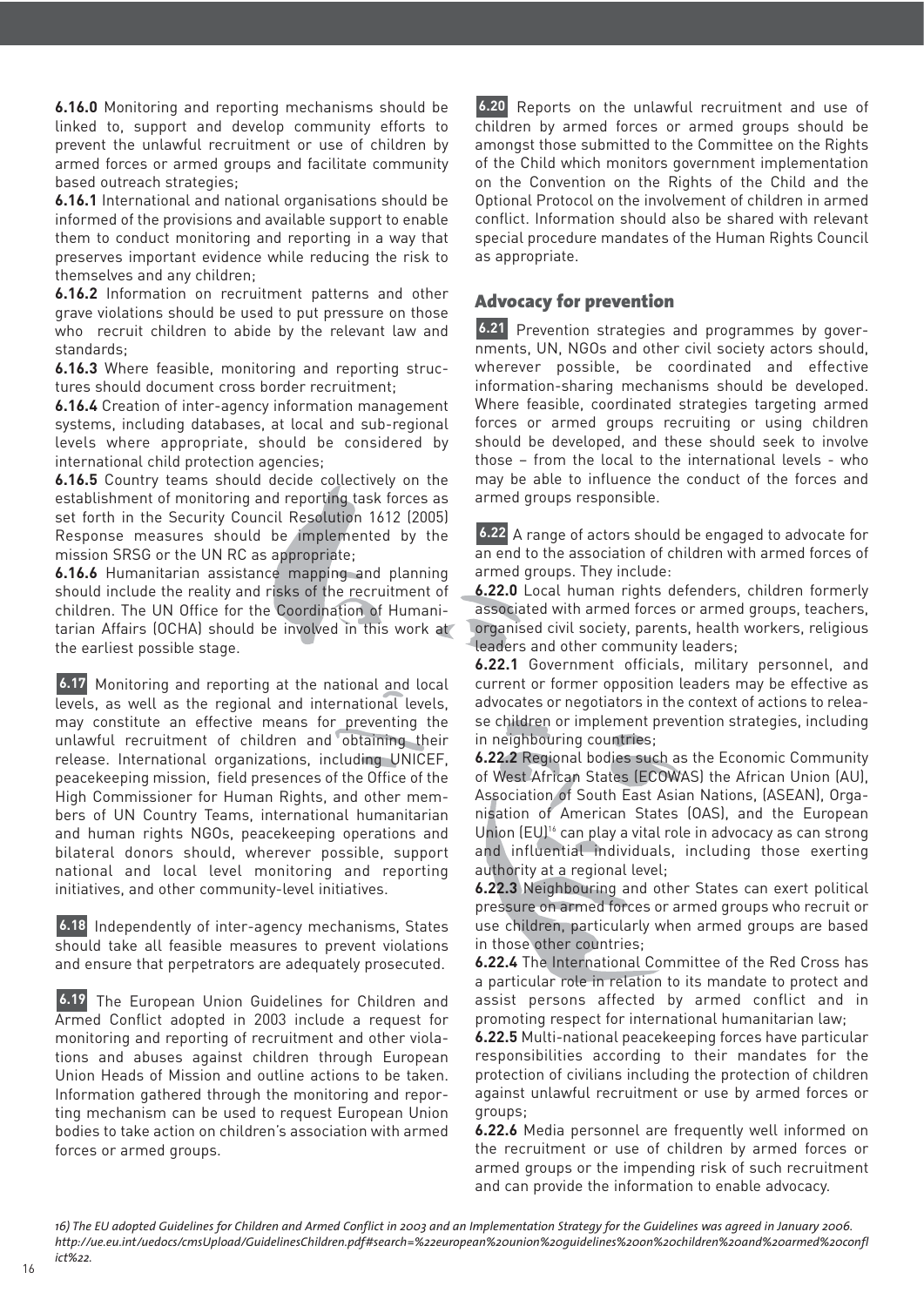**6.16.0** Monitoring and reporting mechanisms should be linked to, support and develop community efforts to prevent the unlawful recruitment or use of children by armed forces or armed groups and facilitate community based outreach strategies;

**6.16.1** International and national organisations should be informed of the provisions and available support to enable them to conduct monitoring and reporting in a way that preserves important evidence while reducing the risk to themselves and any children;

**6.16.2** Information on recruitment patterns and other grave violations should be used to put pressure on those who recruit children to abide by the relevant law and standards;

**6.16.3** Where feasible, monitoring and reporting structures should document cross border recruitment;

**6.16.4** Creation of inter-agency information management systems, including databases, at local and sub-regional levels where appropriate, should be considered by international child protection agencies;

**6.16.5** Country teams should decide collectively on the establishment of monitoring and reporting task forces as set forth in the Security Council Resolution 1612 (2005) Response measures should be implemented by the mission SRSG or the UN RC as appropriate;

**6.16.6** Humanitarian assistance mapping and planning should include the reality and risks of the recruitment of children. The UN Office for the Coordination of Humanitarian Affairs (OCHA) should be involved in this work at the earliest possible stage.

**6.17** Monitoring and reporting at the national and local levels, as well as the regional and international levels, may constitute an effective means for preventing the unlawful recruitment of children and obtaining their release. International organizations, including UNICEF, peacekeeping mission, field presences of the Office of the High Commissioner for Human Rights, and other members of UN Country Teams, international humanitarian and human rights NGOs, peacekeeping operations and bilateral donors should, wherever possible, support national and local level monitoring and reporting initiatives, and other community-level initiatives.

**6.18** Independently of inter-agency mechanisms, States should take all feasible measures to prevent violations and ensure that perpetrators are adequately prosecuted.

**6.19** The European Union Guidelines for Children and Armed Conflict adopted in 2003 include a request for monitoring and reporting of recruitment and other violations and abuses against children through European Union Heads of Mission and outline actions to be taken. Information gathered through the monitoring and reporting mechanism can be used to request European Union bodies to take action on children's association with armed forces or armed groups.

**6.20** Reports on the unlawful recruitment and use of children by armed forces or armed groups should be amongst those submitted to the Committee on the Rights of the Child which monitors government implementation on the Convention on the Rights of the Child and the Optional Protocol on the involvement of children in armed conflict. Information should also be shared with relevant special procedure mandates of the Human Rights Council as appropriate.

## Advocacy for prevention

**6.21** Prevention strategies and programmes by governments, UN, NGOs and other civil society actors should, wherever possible, be coordinated and effective information-sharing mechanisms should be developed. Where feasible, coordinated strategies targeting armed forces or armed groups recruiting or using children should be developed, and these should seek to involve those – from the local to the international levels - who may be able to influence the conduct of the forces and armed groups responsible.

**6.22** A range of actors should be engaged to advocate for an end to the association of children with armed forces of armed groups. They include:

**6.22.0** Local human rights defenders, children formerly associated with armed forces or armed groups, teachers, organised civil society, parents, health workers, religious leaders and other community leaders;

**6.22.1** Government officials, military personnel, and current or former opposition leaders may be effective as advocates or negotiators in the context of actions to release children or implement prevention strategies, including in neighbouring countries;

**6.22.2** Regional bodies such as the Economic Community of West African States (ECOWAS) the African Union (AU), Association of South East Asian Nations, (ASEAN), Organisation of American States (OAS), and the European Union (EU)[16] can play a vital role in advocacy as can strong and influential individuals, including those exerting authority at a regional level;

**6.22.3** Neighbouring and other States can exert political pressure on armed forces or armed groups who recruit or use children, particularly when armed groups are based in those other countries;

**6.22.4** The International Committee of the Red Cross has a particular role in relation to its mandate to protect and assist persons affected by armed conflict and in promoting respect for international humanitarian law;

**6.22.5** Multi-national peacekeeping forces have particular responsibilities according to their mandates for the protection of civilians including the protection of children against unlawful recruitment or use by armed forces or groups;

**6.22.6** Media personnel are frequently well informed on the recruitment or use of children by armed forces or armed groups or the impending risk of such recruitment and can provide the information to enable advocacy.

*16) The EU adopted Guidelines for Children and Armed Conflict in 2003 and an Implementation Strategy for the Guidelines was agreed in January 2006. http://ue.eu.int/uedocs/cmsUpload/GuidelinesChildren.pdf#search=%22european%20union%20guidelines%20on%20children%20and%20armed%20conflict%22.*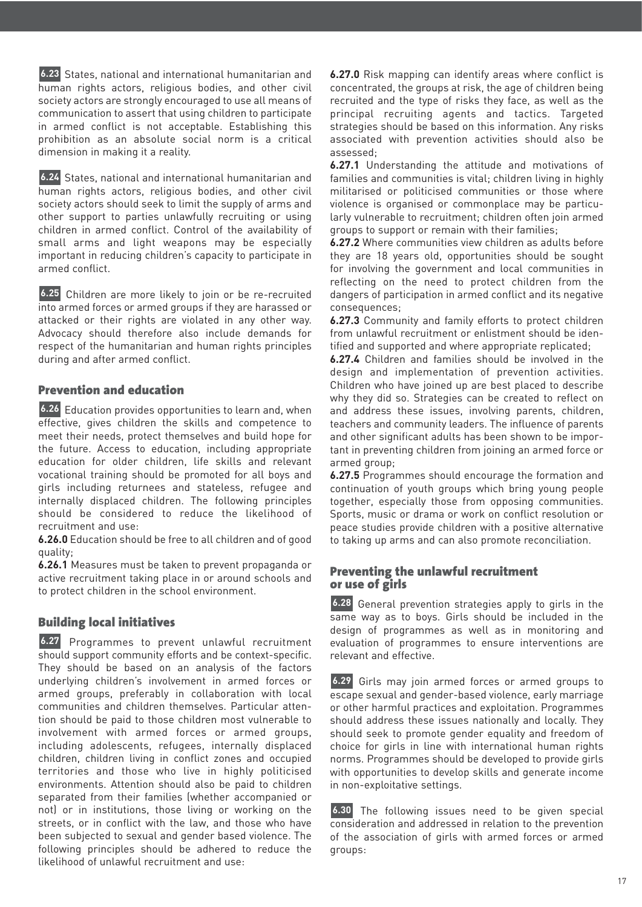**6.23** States, national and international humanitarian and human rights actors, religious bodies, and other civil society actors are strongly encouraged to use all means of communication to assert that using children to participate in armed conflict is not acceptable. Establishing this prohibition as an absolute social norm is a critical dimension in making it a reality.

**6.24** States, national and international humanitarian and human rights actors, religious bodies, and other civil society actors should seek to limit the supply of arms and other support to parties unlawfully recruiting or using children in armed conflict. Control of the availability of small arms and light weapons may be especially important in reducing children's capacity to participate in armed conflict.

**6.25** Children are more likely to join or be re-recruited into armed forces or armed groups if they are harassed or attacked or their rights are violated in any other way. Advocacy should therefore also include demands for respect of the humanitarian and human rights principles during and after armed conflict.

## Prevention and education

**6.26** Education provides opportunities to learn and, when effective, gives children the skills and competence to meet their needs, protect themselves and build hope for the future. Access to education, including appropriate education for older children, life skills and relevant vocational training should be promoted for all boys and girls including returnees and stateless, refugee and internally displaced children. The following principles should be considered to reduce the likelihood of recruitment and use:

**6.26.0** Education should be free to all children and of good quality;

**6.26.1** Measures must be taken to prevent propaganda or active recruitment taking place in or around schools and to protect children in the school environment.

## Building local initiatives

**6.27** Programmes to prevent unlawful recruitment should support community efforts and be context-specific. They should be based on an analysis of the factors underlying children's involvement in armed forces or armed groups, preferably in collaboration with local communities and children themselves. Particular attention should be paid to those children most vulnerable to involvement with armed forces or armed groups, including adolescents, refugees, internally displaced children, children living in conflict zones and occupied territories and those who live in highly politicised environments. Attention should also be paid to children separated from their families (whether accompanied or not) or in institutions, those living or working on the streets, or in conflict with the law, and those who have been subjected to sexual and gender based violence. The following principles should be adhered to reduce the likelihood of unlawful recruitment and use:

**6.27.0** Risk mapping can identify areas where conflict is concentrated, the groups at risk, the age of children being recruited and the type of risks they face, as well as the principal recruiting agents and tactics. Targeted strategies should be based on this information. Any risks associated with prevention activities should also be assessed;

**6.27.1** Understanding the attitude and motivations of families and communities is vital; children living in highly militarised or politicised communities or those where violence is organised or commonplace may be particularly vulnerable to recruitment; children often join armed groups to support or remain with their families;

**6.27.2** Where communities view children as adults before they are 18 years old, opportunities should be sought for involving the government and local communities in reflecting on the need to protect children from the dangers of participation in armed conflict and its negative consequences;

**6.27.3** Community and family efforts to protect children from unlawful recruitment or enlistment should be identified and supported and where appropriate replicated;

**6.27.4** Children and families should be involved in the design and implementation of prevention activities. Children who have joined up are best placed to describe why they did so. Strategies can be created to reflect on and address these issues, involving parents, children, teachers and community leaders. The influence of parents and other significant adults has been shown to be important in preventing children from joining an armed force or armed group;

**6.27.5** Programmes should encourage the formation and continuation of youth groups which bring young people together, especially those from opposing communities. Sports, music or drama or work on conflict resolution or peace studies provide children with a positive alternative to taking up arms and can also promote reconciliation.

## Preventing the unlawful recruitment or use of girls

**6.28** General prevention strategies apply to girls in the same way as to boys. Girls should be included in the design of programmes as well as in monitoring and evaluation of programmes to ensure interventions are relevant and effective.

**6.29** Girls may join armed forces or armed groups to escape sexual and gender-based violence, early marriage or other harmful practices and exploitation. Programmes should address these issues nationally and locally. They should seek to promote gender equality and freedom of choice for girls in line with international human rights norms. Programmes should be developed to provide girls with opportunities to develop skills and generate income in non-exploitative settings.

**6.30** The following issues need to be given special consideration and addressed in relation to the prevention of the association of girls with armed forces or armed groups: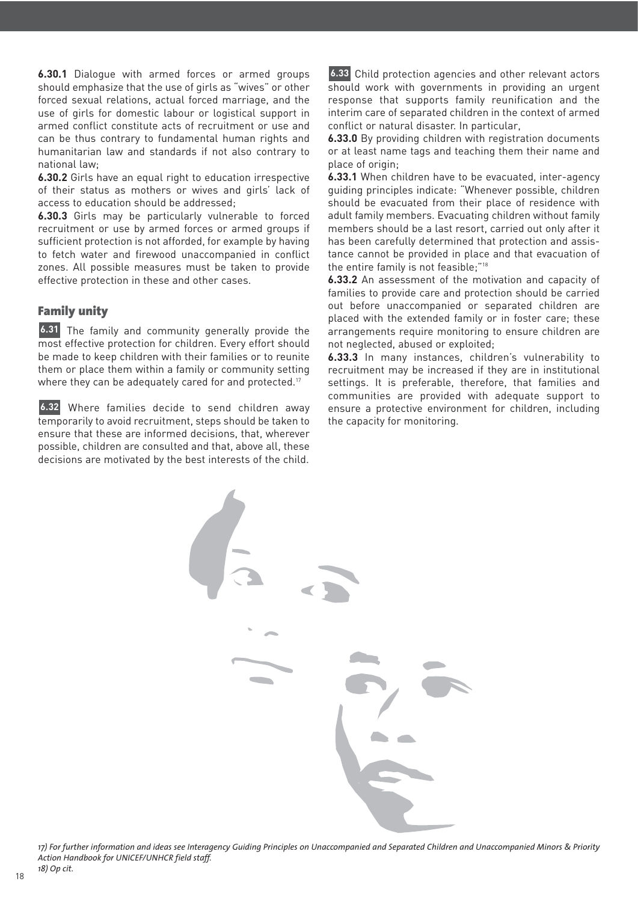**6.30.1** Dialogue with armed forces or armed groups should emphasize that the use of girls as "wives" or other forced sexual relations, actual forced marriage, and the use of girls for domestic labour or logistical support in armed conflict constitute acts of recruitment or use and can be thus contrary to fundamental human rights and humanitarian law and standards if not also contrary to national law;

**6.30.2** Girls have an equal right to education irrespective of their status as mothers or wives and girls' lack of access to education should be addressed;

**6.30.3** Girls may be particularly vulnerable to forced recruitment or use by armed forces or armed groups if sufficient protection is not afforded, for example by having to fetch water and firewood unaccompanied in conflict zones. All possible measures must be taken to provide effective protection in these and other cases.

## Family unity

**6.31** The family and community generally provide the most effective protection for children. Every effort should be made to keep children with their families or to reunite them or place them within a family or community setting where they can be adequately cared for and protected.[17]

**6.32** Where families decide to send children away temporarily to avoid recruitment, steps should be taken to ensure that these are informed decisions, that, wherever possible, children are consulted and that, above all, these decisions are motivated by the best interests of the child.

**6.33** Child protection agencies and other relevant actors should work with governments in providing an urgent response that supports family reunification and the interim care of separated children in the context of armed conflict or natural disaster. In particular,

**6.33.0** By providing children with registration documents or at least name tags and teaching them their name and place of origin;

**6.33.1** When children have to be evacuated, inter-agency guiding principles indicate: "Whenever possible, children should be evacuated from their place of residence with adult family members. Evacuating children without family members should be a last resort, carried out only after it has been carefully determined that protection and assistance cannot be provided in place and that evacuation of the entire family is not feasible;"[18]

**6.33.2** An assessment of the motivation and capacity of families to provide care and protection should be carried out before unaccompanied or separated children are placed with the extended family or in foster care; these arrangements require monitoring to ensure children are not neglected, abused or exploited;

**6.33.3** In many instances, children's vulnerability to recruitment may be increased if they are in institutional settings. It is preferable, therefore, that families and communities are provided with adequate support to ensure a protective environment for children, including the capacity for monitoring.

*17) For further information and ideas see Interagency Guiding Principles on Unaccompanied and Separated Children and Unaccompanied Minors & Priority Action Handbook for UNICEF/UNHCR field staff.*

*18) Op cit.*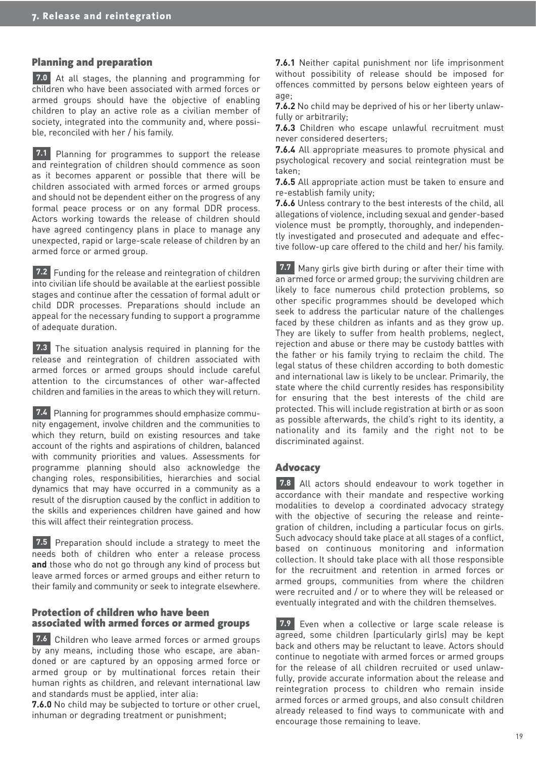## Planning and preparation

**7.0** At all stages, the planning and programming for children who have been associated with armed forces or armed groups should have the objective of enabling children to play an active role as a civilian member of society, integrated into the community and, where possible, reconciled with her / his family.

**7.1** Planning for programmes to support the release and reintegration of children should commence as soon as it becomes apparent or possible that there will be children associated with armed forces or armed groups and should not be dependent either on the progress of any formal peace process or on any formal DDR process. Actors working towards the release of children should have agreed contingency plans in place to manage any unexpected, rapid or large-scale release of children by an armed force or armed group.

**7.2** Funding for the release and reintegration of children into civilian life should be available at the earliest possible stages and continue after the cessation of formal adult or child DDR processes. Preparations should include an appeal for the necessary funding to support a programme of adequate duration.

**7.3** The situation analysis required in planning for the release and reintegration of children associated with armed forces or armed groups should include careful attention to the circumstances of other war-affected children and families in the areas to which they will return.

**7.4** Planning for programmes should emphasize community engagement, involve children and the communities to which they return, build on existing resources and take account of the rights and aspirations of children, balanced with community priorities and values. Assessments for programme planning should also acknowledge the changing roles, responsibilities, hierarchies and social dynamics that may have occurred in a community as a result of the disruption caused by the conflict in addition to the skills and experiences children have gained and how this will affect their reintegration process.

**7.5** Preparation should include a strategy to meet the needs both of children who enter a release process **and** those who do not go through any kind of process but leave armed forces or armed groups and either return to their family and community or seek to integrate elsewhere.

## Protection of children who have been associated with armed forces or armed groups

**7.6** Children who leave armed forces or armed groups by any means, including those who escape, are abandoned or are captured by an opposing armed force or armed group or by multinational forces retain their human rights as children, and relevant international law and standards must be applied, inter alia:

**7.6.0** No child may be subjected to torture or other cruel, inhuman or degrading treatment or punishment;

**7.6.1** Neither capital punishment nor life imprisonment without possibility of release should be imposed for offences committed by persons below eighteen years of age;

**7.6.2** No child may be deprived of his or her liberty unlawfully or arbitrarily;

**7.6.3** Children who escape unlawful recruitment must never considered deserters;

**7.6.4** All appropriate measures to promote physical and psychological recovery and social reintegration must be taken;

**7.6.5** All appropriate action must be taken to ensure and re-establish family unity;

**7.6.6** Unless contrary to the best interests of the child, all allegations of violence, including sexual and gender-based violence must be promptly, thoroughly, and independently investigated and prosecuted and adequate and effective follow-up care offered to the child and her/ his family.

**7.7** Many girls give birth during or after their time with an armed force or armed group; the surviving children are likely to face numerous child protection problems, so other specific programmes should be developed which seek to address the particular nature of the challenges faced by these children as infants and as they grow up. They are likely to suffer from health problems, neglect, rejection and abuse or there may be custody battles with the father or his family trying to reclaim the child. The legal status of these children according to both domestic and international law is likely to be unclear. Primarily, the state where the child currently resides has responsibility for ensuring that the best interests of the child are protected. This will include registration at birth or as soon as possible afterwards, the child's right to its identity, a nationality and its family and the right not to be discriminated against.

## Advocacy

**7.8** All actors should endeavour to work together in accordance with their mandate and respective working modalities to develop a coordinated advocacy strategy with the objective of securing the release and reintegration of children, including a particular focus on girls. Such advocacy should take place at all stages of a conflict, based on continuous monitoring and information collection. It should take place with all those responsible for the recruitment and retention in armed forces or armed groups, communities from where the children were recruited and / or to where they will be released or eventually integrated and with the children themselves.

**7.9** Even when a collective or large scale release is agreed, some children (particularly girls) may be kept back and others may be reluctant to leave. Actors should continue to negotiate with armed forces or armed groups for the release of all children recruited or used unlawfully, provide accurate information about the release and reintegration process to children who remain inside armed forces or armed groups, and also consult children already released to find ways to communicate with and encourage those remaining to leave.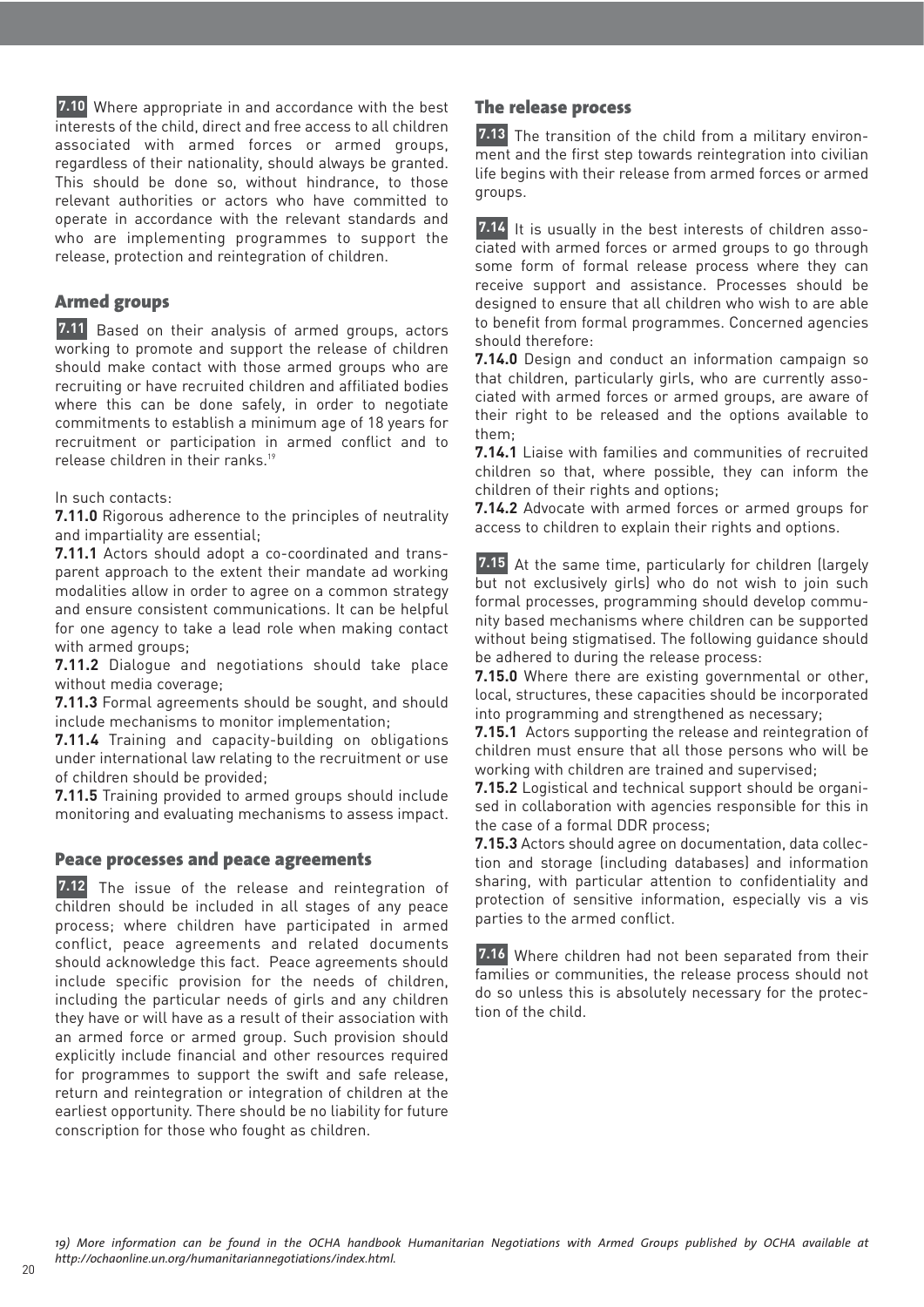**7.10** Where appropriate in and accordance with the best interests of the child, direct and free access to all children associated with armed forces or armed groups, regardless of their nationality, should always be granted. This should be done so, without hindrance, to those relevant authorities or actors who have committed to operate in accordance with the relevant standards and who are implementing programmes to support the release, protection and reintegration of children.

## Armed groups

**7.11** Based on their analysis of armed groups, actors working to promote and support the release of children should make contact with those armed groups who are recruiting or have recruited children and affiliated bodies where this can be done safely, in order to negotiate commitments to establish a minimum age of 18 years for recruitment or participation in armed conflict and to release children in their ranks.[19]

In such contacts:

**7.11.0** Rigorous adherence to the principles of neutrality and impartiality are essential;

**7.11.1** Actors should adopt a co-coordinated and transparent approach to the extent their mandate ad working modalities allow in order to agree on a common strategy and ensure consistent communications. It can be helpful for one agency to take a lead role when making contact with armed groups;

**7.11.2** Dialogue and negotiations should take place without media coverage;

**7.11.3** Formal agreements should be sought, and should include mechanisms to monitor implementation;

**7.11.4** Training and capacity-building on obligations under international law relating to the recruitment or use of children should be provided;

**7.11.5** Training provided to armed groups should include monitoring and evaluating mechanisms to assess impact.

## Peace processes and peace agreements

**7.12** The issue of the release and reintegration of children should be included in all stages of any peace process; where children have participated in armed conflict, peace agreements and related documents should acknowledge this fact. Peace agreements should include specific provision for the needs of children, including the particular needs of girls and any children they have or will have as a result of their association with an armed force or armed group. Such provision should explicitly include financial and other resources required for programmes to support the swift and safe release, return and reintegration or integration of children at the earliest opportunity. There should be no liability for future conscription for those who fought as children.

## The release process

**7.13** The transition of the child from a military environment and the first step towards reintegration into civilian life begins with their release from armed forces or armed groups.

**7.14** It is usually in the best interests of children associated with armed forces or armed groups to go through some form of formal release process where they can receive support and assistance. Processes should be designed to ensure that all children who wish to are able to benefit from formal programmes. Concerned agencies should therefore:

**7.14.0** Design and conduct an information campaign so that children, particularly girls, who are currently associated with armed forces or armed groups, are aware of their right to be released and the options available to them;

**7.14.1** Liaise with families and communities of recruited children so that, where possible, they can inform the children of their rights and options;

**7.14.2** Advocate with armed forces or armed groups for access to children to explain their rights and options.

**7.15** At the same time, particularly for children (largely but not exclusively girls) who do not wish to join such formal processes, programming should develop community based mechanisms where children can be supported without being stigmatised. The following guidance should be adhered to during the release process:

**7.15.0** Where there are existing governmental or other, local, structures, these capacities should be incorporated into programming and strengthened as necessary;

**7.15.1** Actors supporting the release and reintegration of children must ensure that all those persons who will be working with children are trained and supervised;

**7.15.2** Logistical and technical support should be organised in collaboration with agencies responsible for this in the case of a formal DDR process;

**7.15.3** Actors should agree on documentation, data collection and storage (including databases) and information sharing, with particular attention to confidentiality and protection of sensitive information, especially vis a vis parties to the armed conflict.

**7.16** Where children had not been separated from their families or communities, the release process should not do so unless this is absolutely necessary for the protection of the child.

*19) More information can be found in the OCHA handbook Humanitarian Negotiations with Armed Groups published by OCHA available at http://ochaonline.un.org/humanitariannegotiations/index.html.*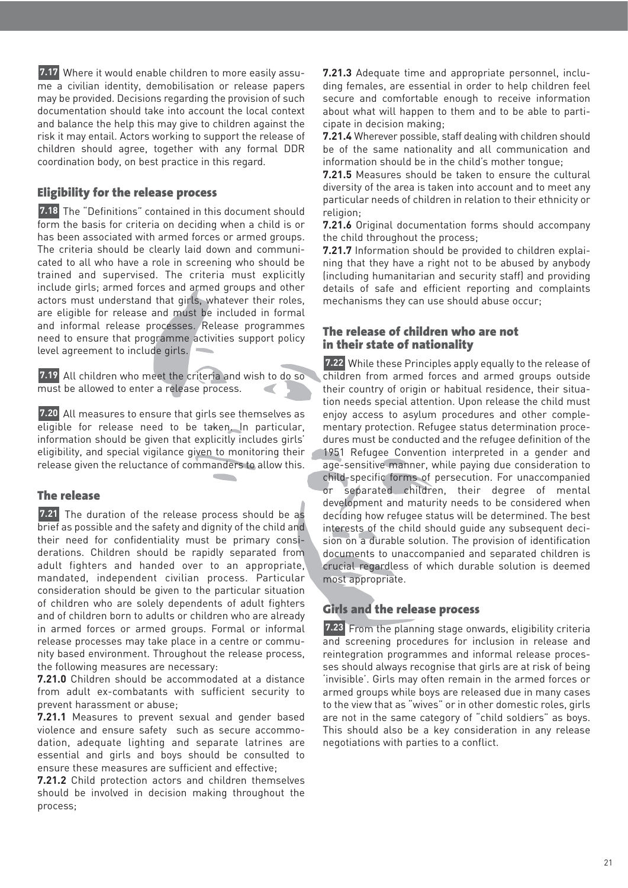**7.17** Where it would enable children to more easily assume a civilian identity, demobilisation or release papers may be provided. Decisions regarding the provision of such documentation should take into account the local context and balance the help this may give to children against the risk it may entail. Actors working to support the release of children should agree, together with any formal DDR coordination body, on best practice in this regard.

## Eligibility for the release process

**7.18** The "Definitions" contained in this document should form the basis for criteria on deciding when a child is or has been associated with armed forces or armed groups. The criteria should be clearly laid down and communicated to all who have a role in screening who should be trained and supervised. The criteria must explicitly include girls; armed forces and armed groups and other actors must understand that girls, whatever their roles, are eligible for release and must be included in formal and informal release processes. Release programmes need to ensure that programme activities support policy level agreement to include girls.

**7.19** All children who meet the criteria and wish to do so must be allowed to enter a release process.

**7.20** All measures to ensure that girls see themselves as eligible for release need to be taken. In particular, information should be given that explicitly includes girls' eligibility, and special vigilance given to monitoring their release given the reluctance of commanders to allow this.

## The release

**7.21** The duration of the release process should be as brief as possible and the safety and dignity of the child and their need for confidentiality must be primary considerations. Children should be rapidly separated from adult fighters and handed over to an appropriate, mandated, independent civilian process. Particular consideration should be given to the particular situation of children who are solely dependents of adult fighters and of children born to adults or children who are already in armed forces or armed groups. Formal or informal release processes may take place in a centre or community based environment. Throughout the release process, the following measures are necessary:

**7.21.0** Children should be accommodated at a distance from adult ex-combatants with sufficient security to prevent harassment or abuse;

**7.21.1** Measures to prevent sexual and gender based violence and ensure safety such as secure accommodation, adequate lighting and separate latrines are essential and girls and boys should be consulted to ensure these measures are sufficient and effective;

**7.21.2** Child protection actors and children themselves should be involved in decision making throughout the process;

**7.21.3** Adequate time and appropriate personnel, including females, are essential in order to help children feel secure and comfortable enough to receive information about what will happen to them and to be able to participate in decision making;

**7.21.4** Wherever possible, staff dealing with children should be of the same nationality and all communication and information should be in the child's mother tongue;

**7.21.5** Measures should be taken to ensure the cultural diversity of the area is taken into account and to meet any particular needs of children in relation to their ethnicity or religion;

**7.21.6** Original documentation forms should accompany the child throughout the process;

**7.21.7** Information should be provided to children explaining that they have a right not to be abused by anybody (including humanitarian and security staff) and providing details of safe and efficient reporting and complaints mechanisms they can use should abuse occur;

## The release of children who are not in their state of nationality

**7.22** While these Principles apply equally to the release of children from armed forces and armed groups outside their country of origin or habitual residence, their situation needs special attention. Upon release the child must enjoy access to asylum procedures and other complementary protection. Refugee status determination procedures must be conducted and the refugee definition of the 1951 Refugee Convention interpreted in a gender and age-sensitive manner, while paying due consideration to child-specific forms of persecution. For unaccompanied or separated children, their degree of mental development and maturity needs to be considered when deciding how refugee status will be determined. The best interests of the child should guide any subsequent decision on a durable solution. The provision of identification documents to unaccompanied and separated children is crucial regardless of which durable solution is deemed most appropriate.

## Girls and the release process

**7.23** From the planning stage onwards, eligibility criteria and screening procedures for inclusion in release and reintegration programmes and informal release processes should always recognise that girls are at risk of being 'invisible'. Girls may often remain in the armed forces or armed groups while boys are released due in many cases to the view that as "wives" or in other domestic roles, girls are not in the same category of "child soldiers" as boys. This should also be a key consideration in any release negotiations with parties to a conflict.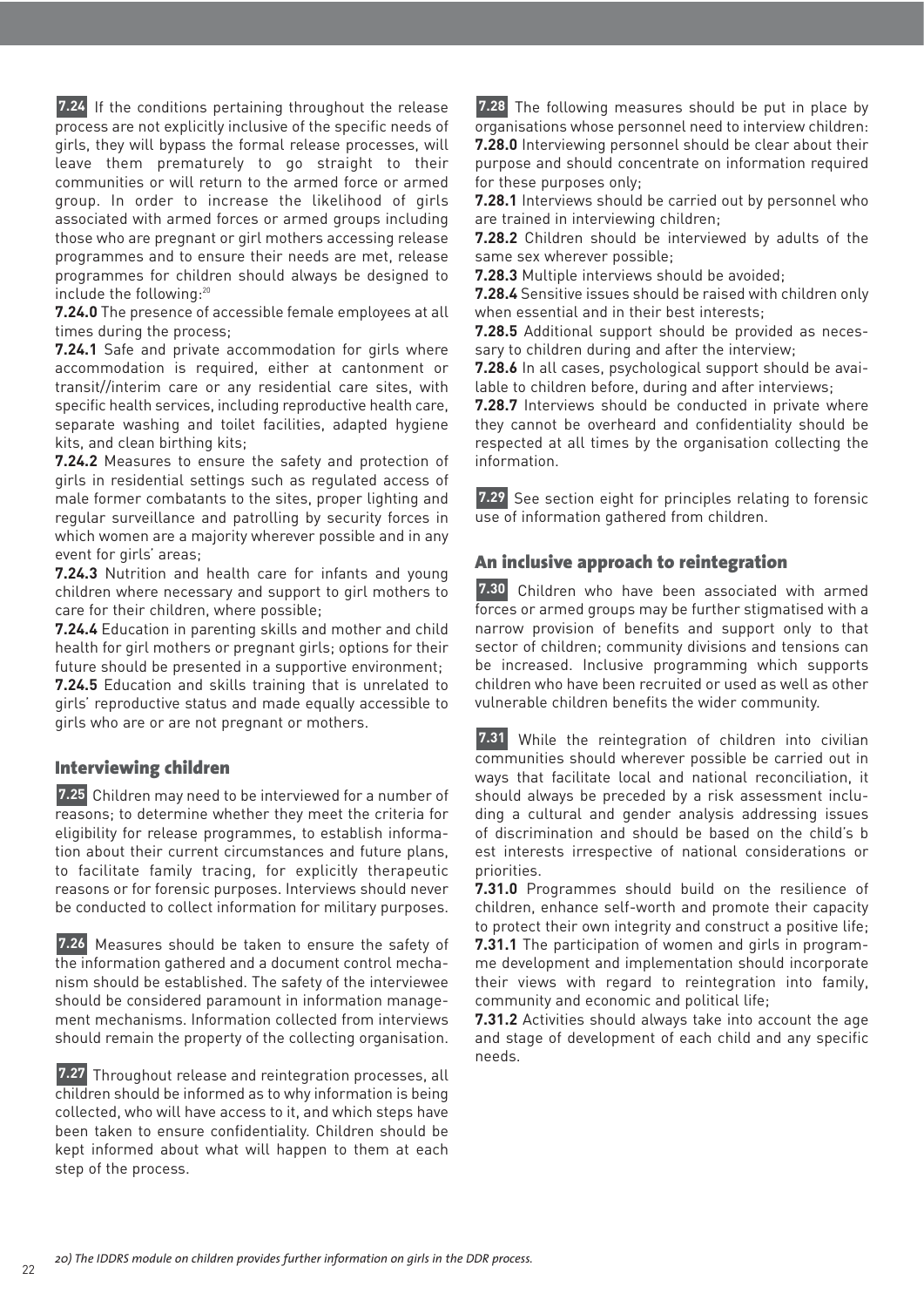**7.24** If the conditions pertaining throughout the release process are not explicitly inclusive of the specific needs of girls, they will bypass the formal release processes, will leave them prematurely to go straight to their communities or will return to the armed force or armed group. In order to increase the likelihood of girls associated with armed forces or armed groups including those who are pregnant or girl mothers accessing release programmes and to ensure their needs are met, release programmes for children should always be designed to include the following:[20]

**7.24.0** The presence of accessible female employees at all times during the process;

**7.24.1** Safe and private accommodation for girls where accommodation is required, either at cantonment or transit//interim care or any residential care sites, with specific health services, including reproductive health care, separate washing and toilet facilities, adapted hygiene kits, and clean birthing kits;

**7.24.2** Measures to ensure the safety and protection of girls in residential settings such as regulated access of male former combatants to the sites, proper lighting and regular surveillance and patrolling by security forces in which women are a majority wherever possible and in any event for girls' areas;

**7.24.3** Nutrition and health care for infants and young children where necessary and support to girl mothers to care for their children, where possible;

**7.24.4** Education in parenting skills and mother and child health for girl mothers or pregnant girls; options for their future should be presented in a supportive environment;

**7.24.5** Education and skills training that is unrelated to girls' reproductive status and made equally accessible to girls who are or are not pregnant or mothers.

## Interviewing children

**7.25** Children may need to be interviewed for a number of reasons; to determine whether they meet the criteria for eligibility for release programmes, to establish information about their current circumstances and future plans, to facilitate family tracing, for explicitly therapeutic reasons or for forensic purposes. Interviews should never be conducted to collect information for military purposes.

**7.26** Measures should be taken to ensure the safety of the information gathered and a document control mechanism should be established. The safety of the interviewee should be considered paramount in information management mechanisms. Information collected from interviews should remain the property of the collecting organisation.

**7.27** Throughout release and reintegration processes, all children should be informed as to why information is being collected, who will have access to it, and which steps have been taken to ensure confidentiality. Children should be kept informed about what will happen to them at each step of the process.

**7.28** The following measures should be put in place by organisations whose personnel need to interview children:

**7.28.0** Interviewing personnel should be clear about their purpose and should concentrate on information required for these purposes only;

**7.28.1** Interviews should be carried out by personnel who are trained in interviewing children;

**7.28.2** Children should be interviewed by adults of the same sex wherever possible;

**7.28.3** Multiple interviews should be avoided;

**7.28.4** Sensitive issues should be raised with children only when essential and in their best interests;

**7.28.5** Additional support should be provided as necessary to children during and after the interview;

**7.28.6** In all cases, psychological support should be available to children before, during and after interviews;

**7.28.7** Interviews should be conducted in private where they cannot be overheard and confidentiality should be respected at all times by the organisation collecting the information.

**7.29** See section eight for principles relating to forensic use of information gathered from children.

## An inclusive approach to reintegration

**7.30** Children who have been associated with armed forces or armed groups may be further stigmatised with a narrow provision of benefits and support only to that sector of children; community divisions and tensions can be increased. Inclusive programming which supports children who have been recruited or used as well as other vulnerable children benefits the wider community.

**7.31** While the reintegration of children into civilian communities should wherever possible be carried out in ways that facilitate local and national reconciliation, it should always be preceded by a risk assessment including a cultural and gender analysis addressing issues of discrimination and should be based on the child's b est interests irrespective of national considerations or priorities.

**7.31.0** Programmes should build on the resilience of children, enhance self-worth and promote their capacity to protect their own integrity and construct a positive life;

**7.31.1** The participation of women and girls in programme development and implementation should incorporate their views with regard to reintegration into family, community and economic and political life;

**7.31.2** Activities should always take into account the age and stage of development of each child and any specific needs.

*20) The IDDRS module on children provides further information on girls in the DDR process.*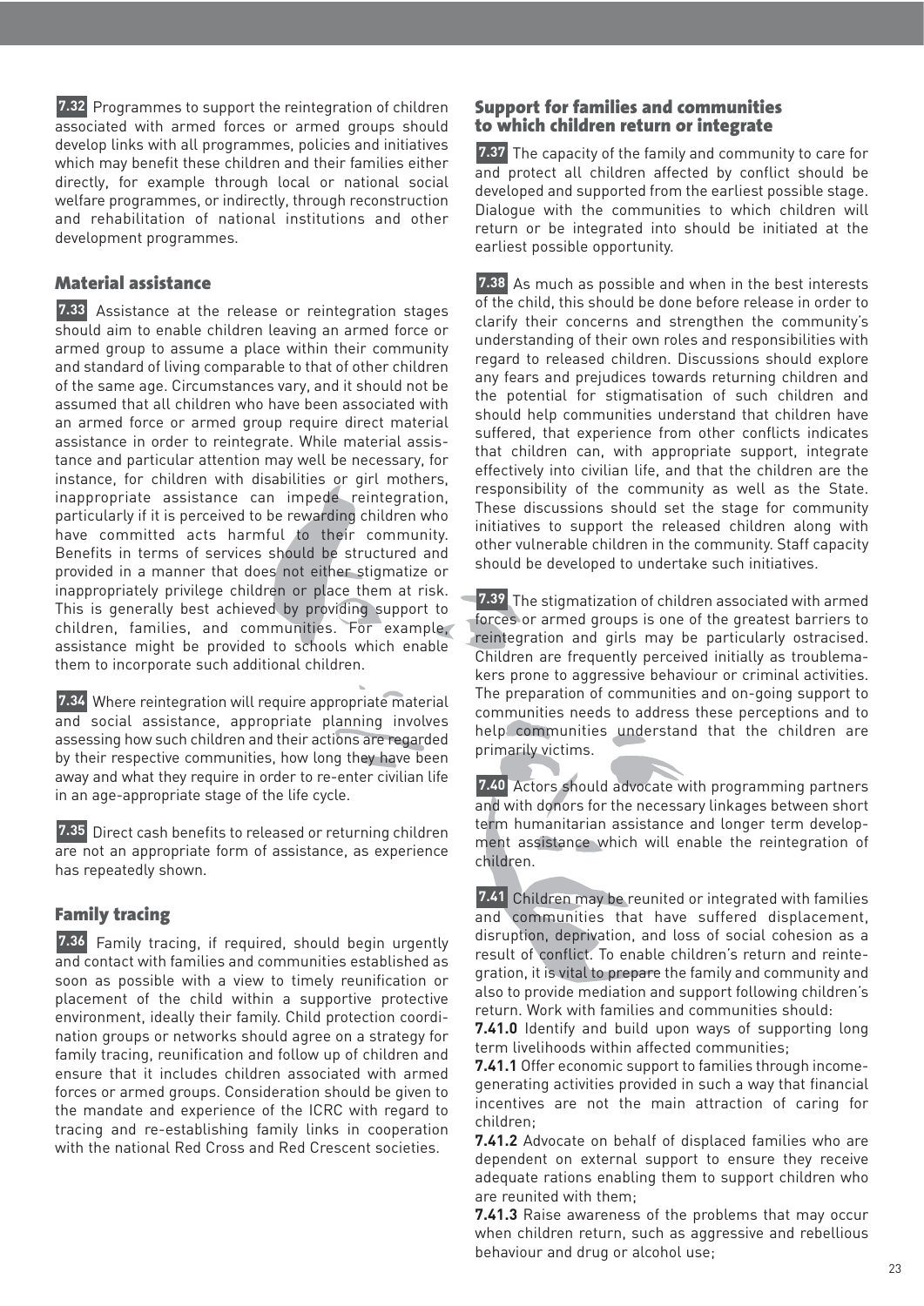**7.32** Programmes to support the reintegration of children associated with armed forces or armed groups should develop links with all programmes, policies and initiatives which may benefit these children and their families either directly, for example through local or national social welfare programmes, or indirectly, through reconstruction and rehabilitation of national institutions and other development programmes.

## Material assistance

**7.33** Assistance at the release or reintegration stages should aim to enable children leaving an armed force or armed group to assume a place within their community and standard of living comparable to that of other children of the same age. Circumstances vary, and it should not be assumed that all children who have been associated with an armed force or armed group require direct material assistance in order to reintegrate. While material assistance and particular attention may well be necessary, for instance, for children with disabilities or girl mothers, inappropriate assistance can impede reintegration, particularly if it is perceived to be rewarding children who have committed acts harmful to their community. Benefits in terms of services should be structured and provided in a manner that does not either stigmatize or inappropriately privilege children or place them at risk. This is generally best achieved by providing support to children, families, and communities. For example, assistance might be provided to schools which enable them to incorporate such additional children.

**7.34** Where reintegration will require appropriate material and social assistance, appropriate planning involves assessing how such children and their actions are regarded by their respective communities, how long they have been away and what they require in order to re-enter civilian life in an age-appropriate stage of the life cycle.

**7.35** Direct cash benefits to released or returning children are not an appropriate form of assistance, as experience has repeatedly shown.

## Family tracing

**7.36** Family tracing, if required, should begin urgently and contact with families and communities established as soon as possible with a view to timely reunification or placement of the child within a supportive protective environment, ideally their family. Child protection coordination groups or networks should agree on a strategy for family tracing, reunification and follow up of children and ensure that it includes children associated with armed forces or armed groups. Consideration should be given to the mandate and experience of the ICRC with regard to tracing and re-establishing family links in cooperation with the national Red Cross and Red Crescent societies.

## Support for families and communities to which children return or integrate

**7.37** The capacity of the family and community to care for and protect all children affected by conflict should be developed and supported from the earliest possible stage. Dialogue with the communities to which children will return or be integrated into should be initiated at the earliest possible opportunity.

**7.38** As much as possible and when in the best interests of the child, this should be done before release in order to clarify their concerns and strengthen the community's understanding of their own roles and responsibilities with regard to released children. Discussions should explore any fears and prejudices towards returning children and the potential for stigmatisation of such children and should help communities understand that children have suffered, that experience from other conflicts indicates that children can, with appropriate support, integrate effectively into civilian life, and that the children are the responsibility of the community as well as the State. These discussions should set the stage for community initiatives to support the released children along with other vulnerable children in the community. Staff capacity should be developed to undertake such initiatives.

**7.39** The stigmatization of children associated with armed forces or armed groups is one of the greatest barriers to reintegration and girls may be particularly ostracised. Children are frequently perceived initially as troublemakers prone to aggressive behaviour or criminal activities. The preparation of communities and on-going support to communities needs to address these perceptions and to help communities understand that the children are primarily victims.

**7.40** Actors should advocate with programming partners and with donors for the necessary linkages between short term humanitarian assistance and longer term development assistance which will enable the reintegration of children.

**7.41** Children may be reunited or integrated with families and communities that have suffered displacement, disruption, deprivation, and loss of social cohesion as a result of conflict. To enable children's return and reintegration, it is vital to prepare the family and community and also to provide mediation and support following children's return. Work with families and communities should:

**7.41.0** Identify and build upon ways of supporting long term livelihoods within affected communities;

**7.41.1** Offer economic support to families through income-generating activities provided in such a way that financial incentives are not the main attraction of caring for children;

**7.41.2** Advocate on behalf of displaced families who are dependent on external support to ensure they receive adequate rations enabling them to support children who are reunited with them;

**7.41.3** Raise awareness of the problems that may occur when children return, such as aggressive and rebellious behaviour and drug or alcohol use;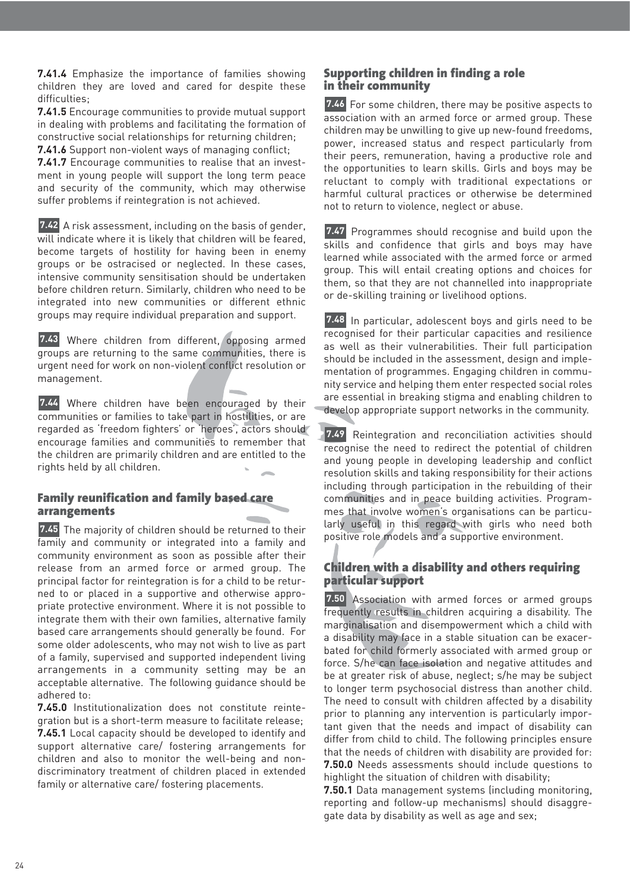**7.41.4** Emphasize the importance of families showing children they are loved and cared for despite these difficulties;

**7.41.5** Encourage communities to provide mutual support in dealing with problems and facilitating the formation of constructive social relationships for returning children;

**7.41.6** Support non-violent ways of managing conflict;

**7.41.7** Encourage communities to realise that an investment in young people will support the long term peace and security of the community, which may otherwise suffer problems if reintegration is not achieved.

**7.42** A risk assessment, including on the basis of gender, will indicate where it is likely that children will be feared, become targets of hostility for having been in enemy groups or be ostracised or neglected. In these cases, intensive community sensitisation should be undertaken before children return. Similarly, children who need to be integrated into new communities or different ethnic groups may require individual preparation and support.

**7.43** Where children from different, opposing armed groups are returning to the same communities, there is urgent need for work on non-violent conflict resolution or management.

**7.44** Where children have been encouraged by their communities or families to take part in hostilities, or are regarded as 'freedom fighters' or 'heroes', actors should encourage families and communities to remember that the children are primarily children and are entitled to the rights held by all children.

## Family reunification and family based care arrangements

**7.45** The majority of children should be returned to their family and community or integrated into a family and community environment as soon as possible after their release from an armed force or armed group. The principal factor for reintegration is for a child to be returned to or placed in a supportive and otherwise appropriate protective environment. Where it is not possible to integrate them with their own families, alternative family based care arrangements should generally be found. For some older adolescents, who may not wish to live as part of a family, supervised and supported independent living arrangements in a community setting may be an acceptable alternative. The following guidance should be adhered to:

**7.45.0** Institutionalization does not constitute reintegration but is a short-term measure to facilitate release;

**7.45.1** Local capacity should be developed to identify and support alternative care/ fostering arrangements for children and also to monitor the well-being and non-discriminatory treatment of children placed in extended family or alternative care/ fostering placements.

## Supporting children in finding a role in their community

**7.46** For some children, there may be positive aspects to association with an armed force or armed group. These children may be unwilling to give up new-found freedoms, power, increased status and respect particularly from their peers, remuneration, having a productive role and the opportunities to learn skills. Girls and boys may be reluctant to comply with traditional expectations or harmful cultural practices or otherwise be determined not to return to violence, neglect or abuse.

**7.47** Programmes should recognise and build upon the skills and confidence that girls and boys may have learned while associated with the armed force or armed group. This will entail creating options and choices for them, so that they are not channelled into inappropriate or de-skilling training or livelihood options.

**7.48** In particular, adolescent boys and girls need to be recognised for their particular capacities and resilience as well as their vulnerabilities. Their full participation should be included in the assessment, design and implementation of programmes. Engaging children in community service and helping them enter respected social roles are essential in breaking stigma and enabling children to develop appropriate support networks in the community.

**7.49** Reintegration and reconciliation activities should recognise the need to redirect the potential of children and young people in developing leadership and conflict resolution skills and taking responsibility for their actions including through participation in the rebuilding of their communities and in peace building activities. Programmes that involve women's organisations can be particularly useful in this regard with girls who need both positive role models and a supportive environment.

## Children with a disability and others requiring particular support

**7.50** Association with armed forces or armed groups frequently results in children acquiring a disability. The marginalisation and disempowerment which a child with a disability may face in a stable situation can be exacerbated for child formerly associated with armed group or force. S/he can face isolation and negative attitudes and be at greater risk of abuse, neglect; s/he may be subject to longer term psychosocial distress than another child. The need to consult with children affected by a disability prior to planning any intervention is particularly important given that the needs and impact of disability can differ from child to child. The following principles ensure that the needs of children with disability are provided for:

**7.50.0** Needs assessments should include questions to highlight the situation of children with disability;

**7.50.1** Data management systems (including monitoring, reporting and follow-up mechanisms) should disaggregate data by disability as well as age and sex;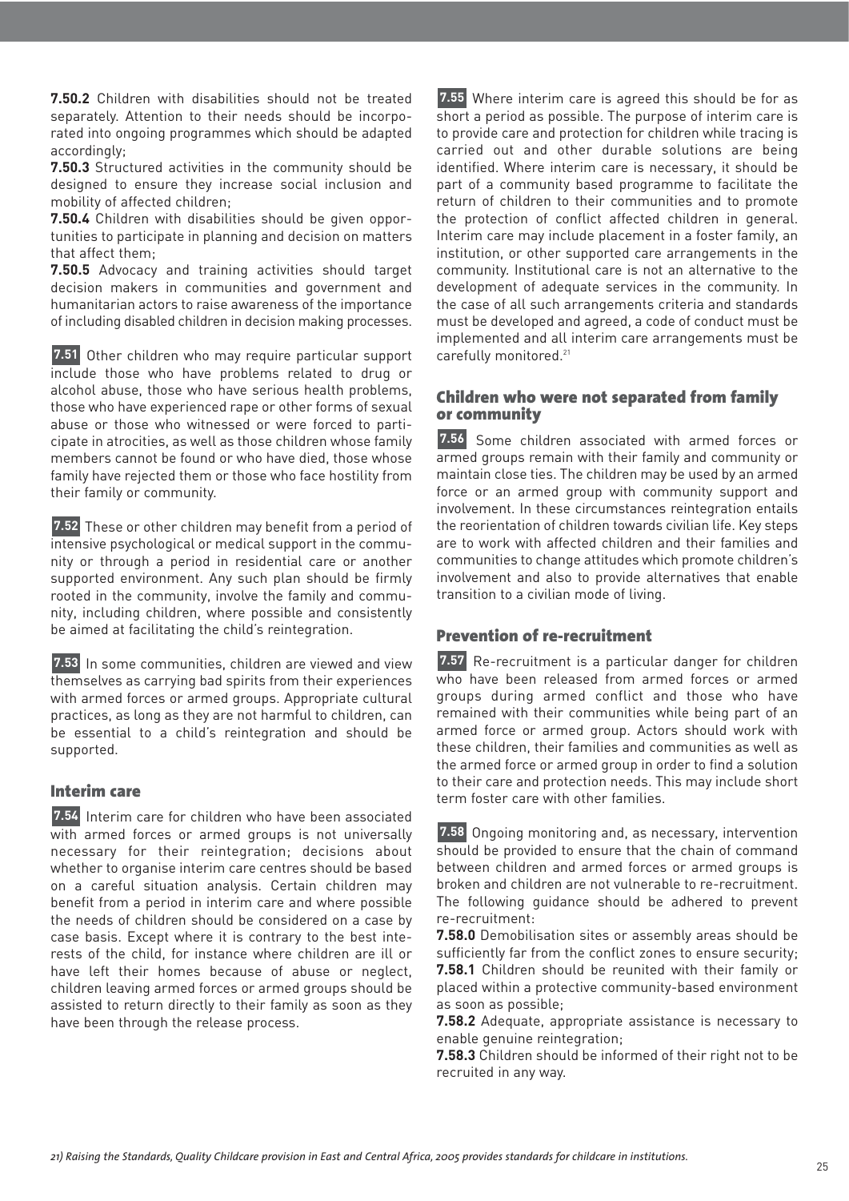**7.50.2** Children with disabilities should not be treated separately. Attention to their needs should be incorporated into ongoing programmes which should be adapted accordingly;

**7.50.3** Structured activities in the community should be designed to ensure they increase social inclusion and mobility of affected children;

**7.50.4** Children with disabilities should be given opportunities to participate in planning and decision on matters that affect them;

**7.50.5** Advocacy and training activities should target decision makers in communities and government and humanitarian actors to raise awareness of the importance of including disabled children in decision making processes.

**7.51** Other children who may require particular support include those who have problems related to drug or alcohol abuse, those who have serious health problems, those who have experienced rape or other forms of sexual abuse or those who witnessed or were forced to participate in atrocities, as well as those children whose family members cannot be found or who have died, those whose family have rejected them or those who face hostility from their family or community.

**7.52** These or other children may benefit from a period of intensive psychological or medical support in the community or through a period in residential care or another supported environment. Any such plan should be firmly rooted in the community, involve the family and community, including children, where possible and consistently be aimed at facilitating the child's reintegration.

**7.53** In some communities, children are viewed and view themselves as carrying bad spirits from their experiences with armed forces or armed groups. Appropriate cultural practices, as long as they are not harmful to children, can be essential to a child's reintegration and should be supported.

### Interim care

**7.54** Interim care for children who have been associated with armed forces or armed groups is not universally necessary for their reintegration; decisions about whether to organise interim care centres should be based on a careful situation analysis. Certain children may benefit from a period in interim care and where possible the needs of children should be considered on a case by case basis. Except where it is contrary to the best interests of the child, for instance where children are ill or have left their homes because of abuse or neglect, children leaving armed forces or armed groups should be assisted to return directly to their family as soon as they have been through the release process.

**7.55** Where interim care is agreed this should be for as short a period as possible. The purpose of interim care is to provide care and protection for children while tracing is carried out and other durable solutions are being identified. Where interim care is necessary, it should be part of a community based programme to facilitate the return of children to their communities and to promote the protection of conflict affected children in general. Interim care may include placement in a foster family, an institution, or other supported care arrangements in the community. Institutional care is not an alternative to the development of adequate services in the community. In the case of all such arrangements criteria and standards must be developed and agreed, a code of conduct must be implemented and all interim care arrangements must be carefully monitored.[21]

### Children who were not separated from family or community

**7.56** Some children associated with armed forces or armed groups remain with their family and community or maintain close ties. The children may be used by an armed force or an armed group with community support and involvement. In these circumstances reintegration entails the reorientation of children towards civilian life. Key steps are to work with affected children and their families and communities to change attitudes which promote children's involvement and also to provide alternatives that enable transition to a civilian mode of living.

### Prevention of re-recruitment

**7.57** Re-recruitment is a particular danger for children who have been released from armed forces or armed groups during armed conflict and those who have remained with their communities while being part of an armed force or armed group. Actors should work with these children, their families and communities as well as the armed force or armed group in order to find a solution to their care and protection needs. This may include short term foster care with other families.

**7.58** Ongoing monitoring and, as necessary, intervention should be provided to ensure that the chain of command between children and armed forces or armed groups is broken and children are not vulnerable to re-recruitment. The following guidance should be adhered to prevent re-recruitment:

**7.58.0** Demobilisation sites or assembly areas should be sufficiently far from the conflict zones to ensure security;

**7.58.1** Children should be reunited with their family or placed within a protective community-based environment as soon as possible;

**7.58.2** Adequate, appropriate assistance is necessary to enable genuine reintegration;

**7.58.3** Children should be informed of their right not to be recruited in any way.

*21) Raising the Standards, Quality Childcare provision in East and Central Africa, 2005 provides standards for childcare in institutions.*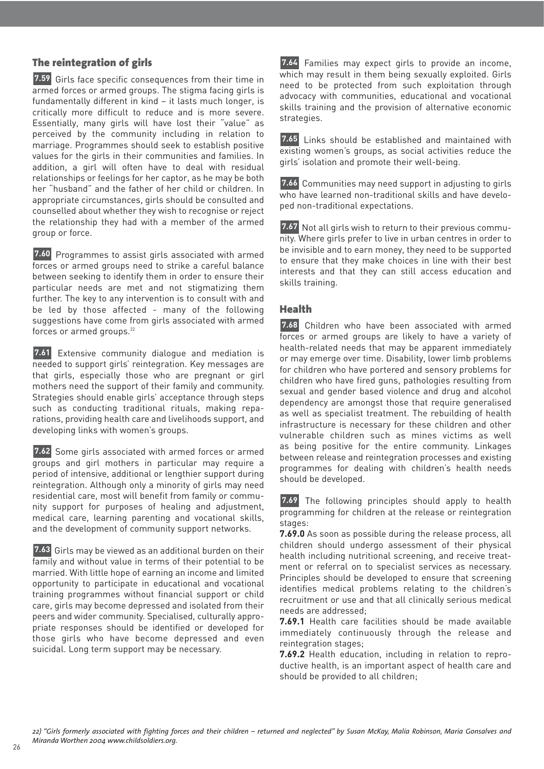## The reintegration of girls

**7.59** Girls face specific consequences from their time in armed forces or armed groups. The stigma facing girls is fundamentally different in kind – it lasts much longer, is critically more difficult to reduce and is more severe. Essentially, many girls will have lost their "value" as perceived by the community including in relation to marriage. Programmes should seek to establish positive values for the girls in their communities and families. In addition, a girl will often have to deal with residual relationships or feelings for her captor, as he may be both her "husband" and the father of her child or children. In appropriate circumstances, girls should be consulted and counselled about whether they wish to recognise or reject the relationship they had with a member of the armed group or force.

**7.60** Programmes to assist girls associated with armed forces or armed groups need to strike a careful balance between seeking to identify them in order to ensure their particular needs are met and not stigmatizing them further. The key to any intervention is to consult with and be led by those affected - many of the following suggestions have come from girls associated with armed forces or armed groups.[22]

**7.61** Extensive community dialogue and mediation is needed to support girls' reintegration. Key messages are that girls, especially those who are pregnant or girl mothers need the support of their family and community. Strategies should enable girls' acceptance through steps such as conducting traditional rituals, making reparations, providing health care and livelihoods support, and developing links with women's groups.

**7.62** Some girls associated with armed forces or armed groups and girl mothers in particular may require a period of intensive, additional or lengthier support during reintegration. Although only a minority of girls may need residential care, most will benefit from family or community support for purposes of healing and adjustment, medical care, learning parenting and vocational skills, and the development of community support networks.

**7.63** Girls may be viewed as an additional burden on their family and without value in terms of their potential to be married. With little hope of earning an income and limited opportunity to participate in educational and vocational training programmes without financial support or child care, girls may become depressed and isolated from their peers and wider community. Specialised, culturally appropriate responses should be identified or developed for those girls who have become depressed and even suicidal. Long term support may be necessary.

**7.64** Families may expect girls to provide an income, which may result in them being sexually exploited. Girls need to be protected from such exploitation through advocacy with communities, educational and vocational skills training and the provision of alternative economic strategies.

**7.65** Links should be established and maintained with existing women's groups, as social activities reduce the girls' isolation and promote their well-being.

**7.66** Communities may need support in adjusting to girls who have learned non-traditional skills and have developed non-traditional expectations.

**7.67** Not all girls wish to return to their previous community. Where girls prefer to live in urban centres in order to be invisible and to earn money, they need to be supported to ensure that they make choices in line with their best interests and that they can still access education and skills training.

## Health

**7.68** Children who have been associated with armed forces or armed groups are likely to have a variety of health-related needs that may be apparent immediately or may emerge over time. Disability, lower limb problems for children who have portered and sensory problems for children who have fired guns, pathologies resulting from sexual and gender based violence and drug and alcohol dependency are amongst those that require generalised as well as specialist treatment. The rebuilding of health infrastructure is necessary for these children and other vulnerable children such as mines victims as well as being positive for the entire community. Linkages between release and reintegration processes and existing programmes for dealing with children's health needs should be developed.

**7.69** The following principles should apply to health programming for children at the release or reintegration stages:

**7.69.0** As soon as possible during the release process, all children should undergo assessment of their physical health including nutritional screening, and receive treatment or referral on to specialist services as necessary. Principles should be developed to ensure that screening identifies medical problems relating to the children's recruitment or use and that all clinically serious medical needs are addressed;

**7.69.1** Health care facilities should be made available immediately continuously through the release and reintegration stages;

**7.69.2** Health education, including in relation to reproductive health, is an important aspect of health care and should be provided to all children;

*22) "Girls formerly associated with fighting forces and their children – returned and neglected" by Susan McKay, Malia Robinson, Maria Gonsalves and Miranda Worthen 2004 www.childsoldiers.org.*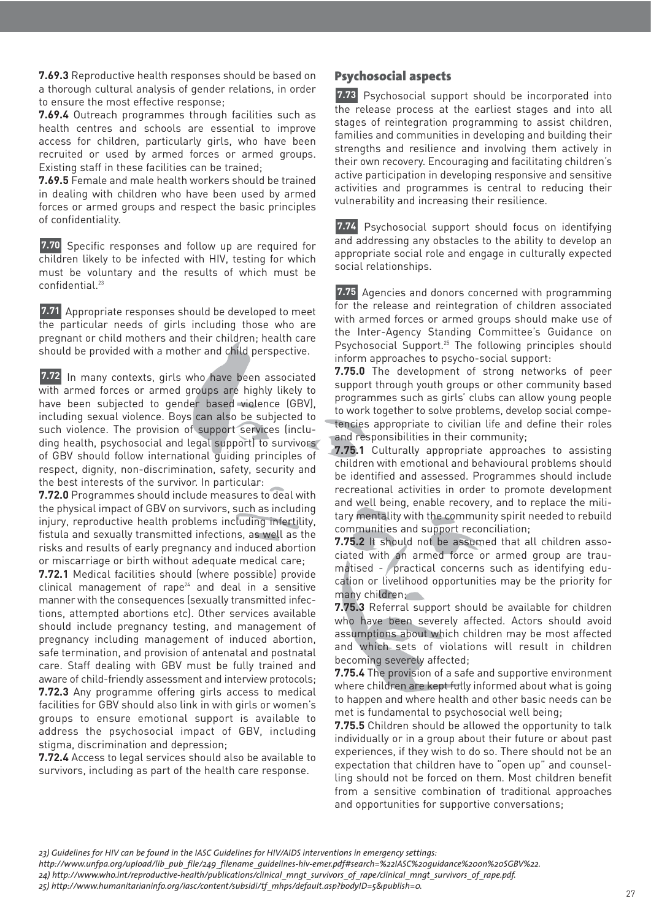**7.69.3** Reproductive health responses should be based on a thorough cultural analysis of gender relations, in order to ensure the most effective response;

**7.69.4** Outreach programmes through facilities such as health centres and schools are essential to improve access for children, particularly girls, who have been recruited or used by armed forces or armed groups. Existing staff in these facilities can be trained;

**7.69.5** Female and male health workers should be trained in dealing with children who have been used by armed forces or armed groups and respect the basic principles of confidentiality.

**7.70** Specific responses and follow up are required for children likely to be infected with HIV, testing for which must be voluntary and the results of which must be confidential.[23]

**7.71** Appropriate responses should be developed to meet the particular needs of girls including those who are pregnant or child mothers and their children; health care should be provided with a mother and child perspective.

**7.72** In many contexts, girls who have been associated with armed forces or armed groups are highly likely to have been subjected to gender based violence (GBV), including sexual violence. Boys can also be subjected to such violence. The provision of support services (including health, psychosocial and legal support) to survivors of GBV should follow international guiding principles of respect, dignity, non-discrimination, safety, security and the best interests of the survivor. In particular:

**7.72.0** Programmes should include measures to deal with the physical impact of GBV on survivors, such as including injury, reproductive health problems including infertility, fistula and sexually transmitted infections, as well as the risks and results of early pregnancy and induced abortion or miscarriage or birth without adequate medical care;

**7.72.1** Medical facilities should (where possible) provide clinical management of rape[24] and deal in a sensitive manner with the consequences (sexually transmitted infections, attempted abortions etc). Other services available should include pregnancy testing, and management of pregnancy including management of induced abortion, safe termination, and provision of antenatal and postnatal care. Staff dealing with GBV must be fully trained and aware of child-friendly assessment and interview protocols;

**7.72.3** Any programme offering girls access to medical facilities for GBV should also link in with girls or women's groups to ensure emotional support is available to address the psychosocial impact of GBV, including stigma, discrimination and depression;

**7.72.4** Access to legal services should also be available to survivors, including as part of the health care response.

## Psychosocial aspects

**7.73** Psychosocial support should be incorporated into the release process at the earliest stages and into all stages of reintegration programming to assist children, families and communities in developing and building their strengths and resilience and involving them actively in their own recovery. Encouraging and facilitating children's active participation in developing responsive and sensitive activities and programmes is central to reducing their vulnerability and increasing their resilience.

**7.74** Psychosocial support should focus on identifying and addressing any obstacles to the ability to develop an appropriate social role and engage in culturally expected social relationships.

**7.75** Agencies and donors concerned with programming for the release and reintegration of children associated with armed forces or armed groups should make use of the Inter-Agency Standing Committee's Guidance on Psychosocial Support.[25] The following principles should inform approaches to psycho-social support:

**7.75.0** The development of strong networks of peer support through youth groups or other community based programmes such as girls' clubs can allow young people to work together to solve problems, develop social competencies appropriate to civilian life and define their roles and responsibilities in their community;

**7.75.1** Culturally appropriate approaches to assisting children with emotional and behavioural problems should be identified and assessed. Programmes should include recreational activities in order to promote development and well being, enable recovery, and to replace the military mentality with the community spirit needed to rebuild communities and support reconciliation;

**7.75.2** It should not be assumed that all children associated with an armed force or armed group are traumatised - practical concerns such as identifying education or livelihood opportunities may be the priority for many children;

**7.75.3** Referral support should be available for children who have been severely affected. Actors should avoid assumptions about which children may be most affected and which sets of violations will result in children becoming severely affected;

**7.75.4** The provision of a safe and supportive environment where children are kept fully informed about what is going to happen and where health and other basic needs can be met is fundamental to psychosocial well being;

**7.75.5** Children should be allowed the opportunity to talk individually or in a group about their future or about past experiences, if they wish to do so. There should not be an expectation that children have to "open up" and counselling should not be forced on them. Most children benefit from a sensitive combination of traditional approaches and opportunities for supportive conversations;

*23) Guidelines for HIV can be found in the IASC Guidelines for HIV/AIDS interventions in emergency settings: http://www.unfpa.org/upload/lib_pub_file/249_filename_guidelines-hiv-emer.pdf#search=%22IASC%20guidance%20on%20SGBV%22.*
*24) http://www.who.int/reproductive-health/publications/clinical_mngt_survivors_of_rape/clinical_mngt_survivors_of_rape.pdf.*
*25) http://www.humanitarianinfo.org/iasc/content/subsidi/tf_mhps/default.asp?bodyID=5&publish=0.*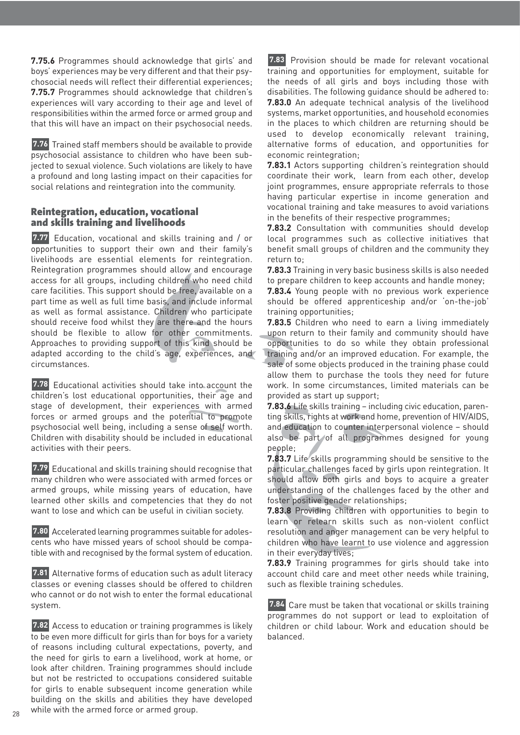**7.75.6** Programmes should acknowledge that girls' and boys' experiences may be very different and that their psychosocial needs will reflect their differential experiences;
**7.75.7** Programmes should acknowledge that children's experiences will vary according to their age and level of responsibilities within the armed force or armed group and that this will have an impact on their psychosocial needs.

**7.76** Trained staff members should be available to provide psychosocial assistance to children who have been subjected to sexual violence. Such violations are likely to have a profound and long lasting impact on their capacities for social relations and reintegration into the community.

## Reintegration, education, vocational and skills training and livelihoods

**7.77** Education, vocational and skills training and / or opportunities to support their own and their family's livelihoods are essential elements for reintegration. Reintegration programmes should allow and encourage access for all groups, including children who need child care facilities. This support should be free, available on a part time as well as full time basis, and include informal as well as formal assistance. Children who participate should receive food whilst they are there and the hours should be flexible to allow for other commitments. Approaches to providing support of this kind should be adapted according to the child's age, experiences, and circumstances.

**7.78** Educational activities should take into account the children's lost educational opportunities, their age and stage of development, their experiences with armed forces or armed groups and the potential to promote psychosocial well being, including a sense of self worth. Children with disability should be included in educational activities with their peers.

**7.79** Educational and skills training should recognise that many children who were associated with armed forces or armed groups, while missing years of education, have learned other skills and competencies that they do not want to lose and which can be useful in civilian society.

**7.80** Accelerated learning programmes suitable for adolescents who have missed years of school should be compatible with and recognised by the formal system of education.

**7.81** Alternative forms of education such as adult literacy classes or evening classes should be offered to children who cannot or do not wish to enter the formal educational system.

**7.82** Access to education or training programmes is likely to be even more difficult for girls than for boys for a variety of reasons including cultural expectations, poverty, and the need for girls to earn a livelihood, work at home, or look after children. Training programmes should include but not be restricted to occupations considered suitable for girls to enable subsequent income generation while building on the skills and abilities they have developed while with the armed force or armed group.

**7.83** Provision should be made for relevant vocational training and opportunities for employment, suitable for the needs of all girls and boys including those with disabilities. The following guidance should be adhered to:
**7.83.0** An adequate technical analysis of the livelihood systems, market opportunities, and household economies in the places to which children are returning should be used to develop economically relevant training, alternative forms of education, and opportunities for economic reintegration;
**7.83.1** Actors supporting children's reintegration should coordinate their work, learn from each other, develop joint programmes, ensure appropriate referrals to those having particular expertise in income generation and vocational training and take measures to avoid variations in the benefits of their respective programmes;
**7.83.2** Consultation with communities should develop local programmes such as collective initiatives that benefit small groups of children and the community they return to;
**7.83.3** Training in very basic business skills is also needed to prepare children to keep accounts and handle money;
**7.83.4** Young people with no previous work experience should be offered apprenticeship and/or 'on-the-job' training opportunities;
**7.83.5** Children who need to earn a living immediately upon return to their family and community should have opportunities to do so while they obtain professional training and/or an improved education. For example, the sale of some objects produced in the training phase could allow them to purchase the tools they need for future work. In some circumstances, limited materials can be provided as start up support;
**7.83.6** Life skills training – including civic education, parenting skills, rights at work and home, prevention of HIV/AIDS, and education to counter interpersonal violence – should also be part of all programmes designed for young people;
**7.83.7** Life skills programming should be sensitive to the particular challenges faced by girls upon reintegration. It should allow both girls and boys to acquire a greater understanding of the challenges faced by the other and foster positive gender relationships;
**7.83.8** Providing children with opportunities to begin to learn or relearn skills such as non-violent conflict resolution and anger management can be very helpful to children who have learnt to use violence and aggression in their everyday lives;
**7.83.9** Training programmes for girls should take into account child care and meet other needs while training, such as flexible training schedules.

**7.84** Care must be taken that vocational or skills training programmes do not support or lead to exploitation of children or child labour. Work and education should be balanced.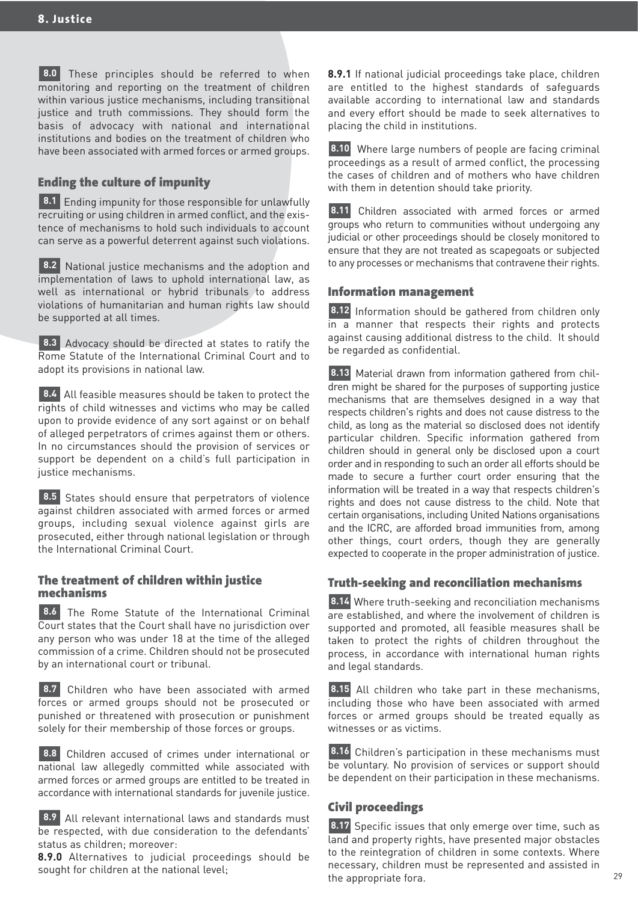## 8. Justice

**8.0** These principles should be referred to when monitoring and reporting on the treatment of children within various justice mechanisms, including transitional justice and truth commissions. They should form the basis of advocacy with national and international institutions and bodies on the treatment of children who have been associated with armed forces or armed groups.

### Ending the culture of impunity

**8.1** Ending impunity for those responsible for unlawfully recruiting or using children in armed conflict, and the existence of mechanisms to hold such individuals to account can serve as a powerful deterrent against such violations.

**8.2** National justice mechanisms and the adoption and implementation of laws to uphold international law, as well as international or hybrid tribunals to address violations of humanitarian and human rights law should be supported at all times.

**8.3** Advocacy should be directed at states to ratify the Rome Statute of the International Criminal Court and to adopt its provisions in national law.

**8.4** All feasible measures should be taken to protect the rights of child witnesses and victims who may be called upon to provide evidence of any sort against or on behalf of alleged perpetrators of crimes against them or others. In no circumstances should the provision of services or support be dependent on a child's full participation in justice mechanisms.

**8.5** States should ensure that perpetrators of violence against children associated with armed forces or armed groups, including sexual violence against girls are prosecuted, either through national legislation or through the International Criminal Court.

### The treatment of children within justice mechanisms

**8.6** The Rome Statute of the International Criminal Court states that the Court shall have no jurisdiction over any person who was under 18 at the time of the alleged commission of a crime. Children should not be prosecuted by an international court or tribunal.

**8.7** Children who have been associated with armed forces or armed groups should not be prosecuted or punished or threatened with prosecution or punishment solely for their membership of those forces or groups.

**8.8** Children accused of crimes under international or national law allegedly committed while associated with armed forces or armed groups are entitled to be treated in accordance with international standards for juvenile justice.

**8.9** All relevant international laws and standards must be respected, with due consideration to the defendants' status as children; moreover:

**8.9.0** Alternatives to judicial proceedings should be sought for children at the national level;

**8.9.1** If national judicial proceedings take place, children are entitled to the highest standards of safeguards available according to international law and standards and every effort should be made to seek alternatives to placing the child in institutions.

**8.10** Where large numbers of people are facing criminal proceedings as a result of armed conflict, the processing the cases of children and of mothers who have children with them in detention should take priority.

**8.11** Children associated with armed forces or armed groups who return to communities without undergoing any judicial or other proceedings should be closely monitored to ensure that they are not treated as scapegoats or subjected to any processes or mechanisms that contravene their rights.

### Information management

**8.12** Information should be gathered from children only in a manner that respects their rights and protects against causing additional distress to the child. It should be regarded as confidential.

**8.13** Material drawn from information gathered from children might be shared for the purposes of supporting justice mechanisms that are themselves designed in a way that respects children's rights and does not cause distress to the child, as long as the material so disclosed does not identify particular children. Specific information gathered from children should in general only be disclosed upon a court order and in responding to such an order all efforts should be made to secure a further court order ensuring that the information will be treated in a way that respects children's rights and does not cause distress to the child. Note that certain organisations, including United Nations organisations and the ICRC, are afforded broad immunities from, among other things, court orders, though they are generally expected to cooperate in the proper administration of justice.

### Truth-seeking and reconciliation mechanisms

**8.14** Where truth-seeking and reconciliation mechanisms are established, and where the involvement of children is supported and promoted, all feasible measures shall be taken to protect the rights of children throughout the process, in accordance with international human rights and legal standards.

**8.15** All children who take part in these mechanisms, including those who have been associated with armed forces or armed groups should be treated equally as witnesses or as victims.

**8.16** Children's participation in these mechanisms must be voluntary. No provision of services or support should be dependent on their participation in these mechanisms.

### Civil proceedings

**8.17** Specific issues that only emerge over time, such as land and property rights, have presented major obstacles to the reintegration of children in some contexts. Where necessary, children must be represented and assisted in the appropriate fora.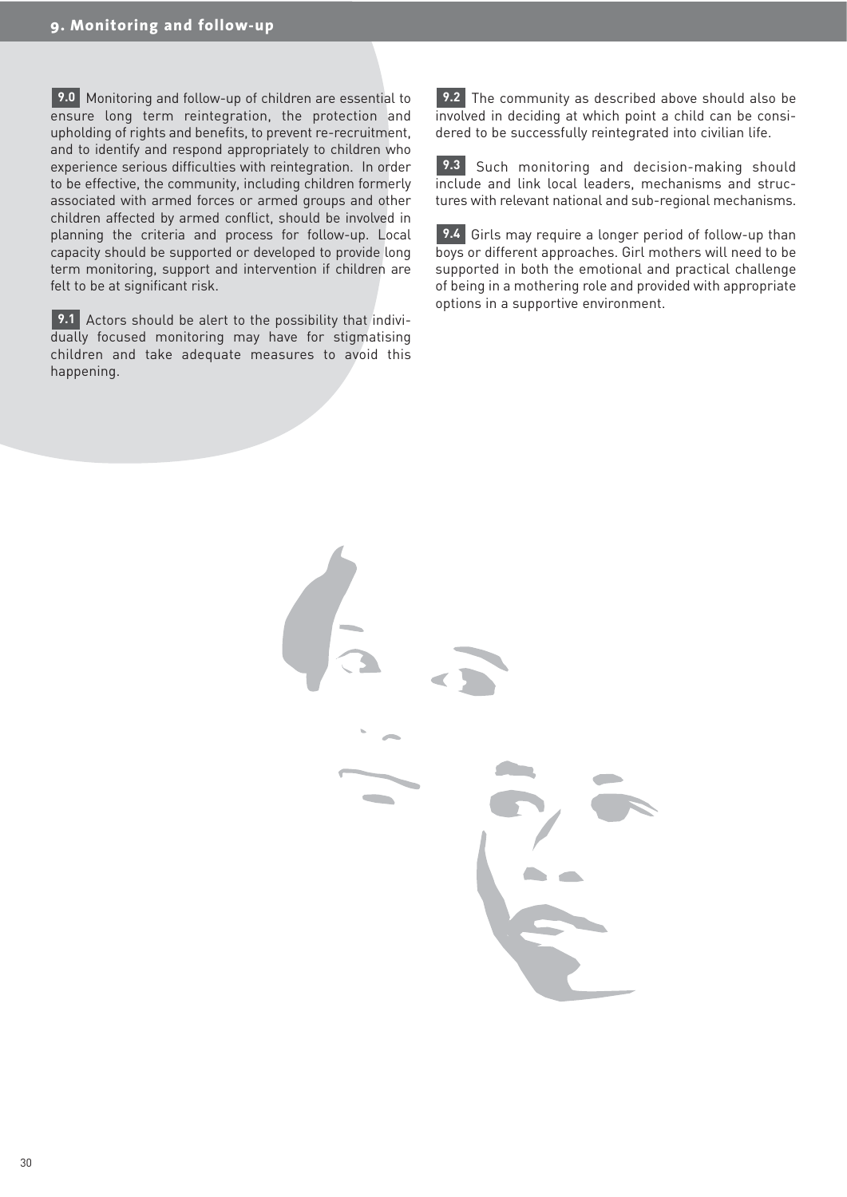## 9. Monitoring and follow-up

**9.0** Monitoring and follow-up of children are essential to ensure long term reintegration, the protection and upholding of rights and benefits, to prevent re-recruitment, and to identify and respond appropriately to children who experience serious difficulties with reintegration. In order to be effective, the community, including children formerly associated with armed forces or armed groups and other children affected by armed conflict, should be involved in planning the criteria and process for follow-up. Local capacity should be supported or developed to provide long term monitoring, support and intervention if children are felt to be at significant risk.

**9.1** Actors should be alert to the possibility that individually focused monitoring may have for stigmatising children and take adequate measures to avoid this happening.

**9.2** The community as described above should also be involved in deciding at which point a child can be considered to be successfully reintegrated into civilian life.

**9.3** Such monitoring and decision-making should include and link local leaders, mechanisms and structures with relevant national and sub-regional mechanisms.

**9.4** Girls may require a longer period of follow-up than boys or different approaches. Girl mothers will need to be supported in both the emotional and practical challenge of being in a mothering role and provided with appropriate options in a supportive environment.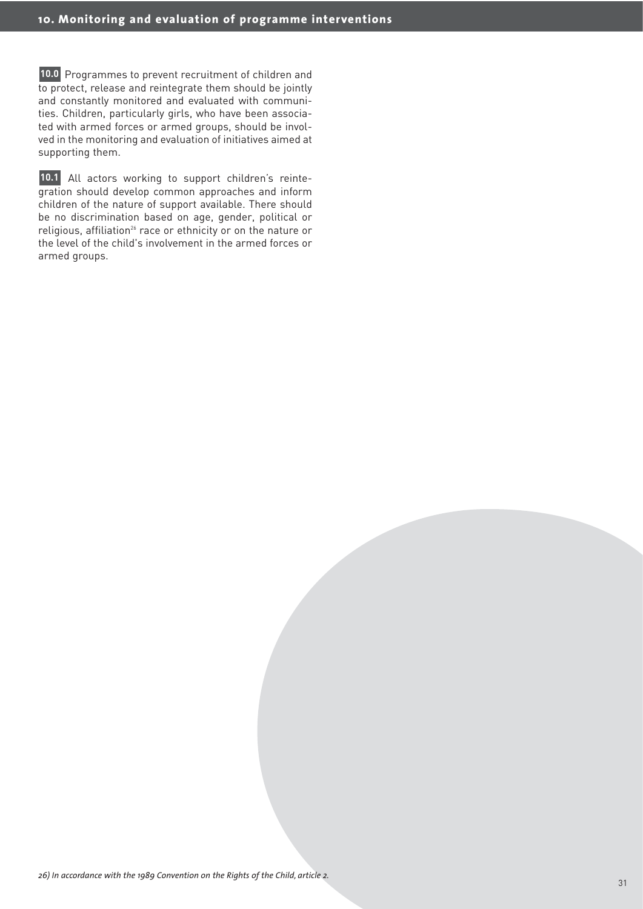## 10. Monitoring and evaluation of programme interventions

**10.0** Programmes to prevent recruitment of children and to protect, release and reintegrate them should be jointly and constantly monitored and evaluated with communities. Children, particularly girls, who have been associated with armed forces or armed groups, should be involved in the monitoring and evaluation of initiatives aimed at supporting them.

**10.1** All actors working to support children's reintegration should develop common approaches and inform children of the nature of support available. There should be no discrimination based on age, gender, political or religious, affiliation[26] race or ethnicity or on the nature or the level of the child's involvement in the armed forces or armed groups.

*26) In accordance with the 1989 Convention on the Rights of the Child, article 2.*